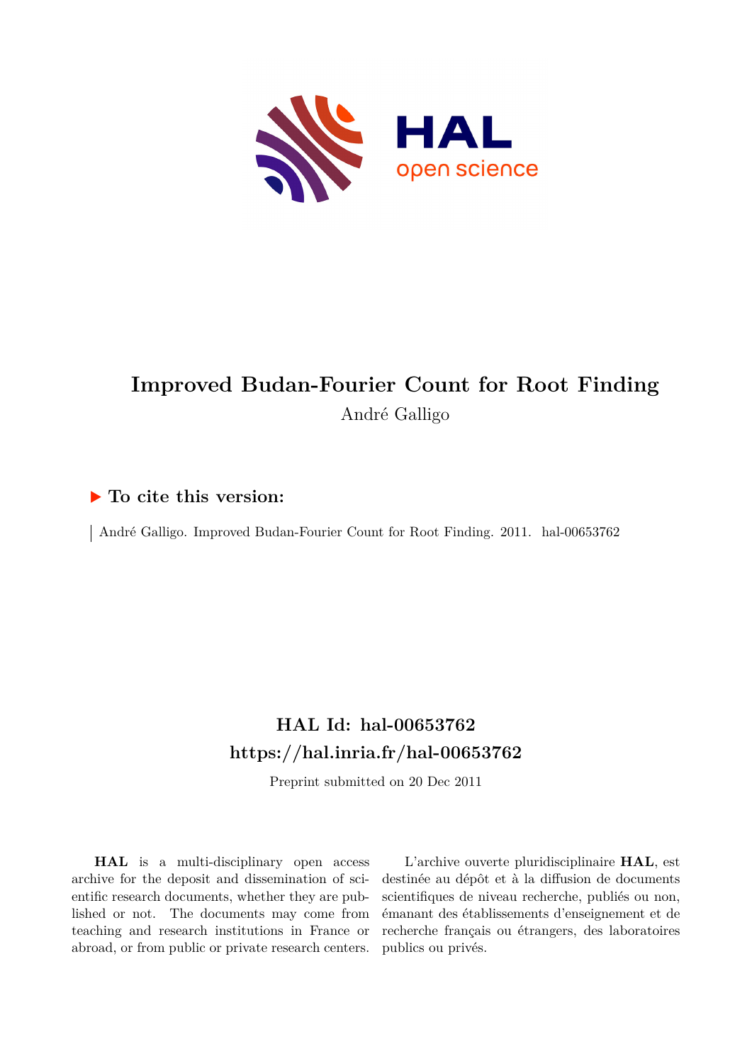# Improved Budan-Fourier Count for Root Finding

André Galligo

## ▶ To cite this version:

André Galligo. Improved Budan-Fourier Count for Root Finding. 2011. hal-00653762

## HAL Id: hal-00653762

## https://hal.inria.fr/hal-00653762

Preprint submitted on 20 Dec 2011

**HAL** is a multi-disciplinary open access archive for the deposit and dissemination of scientific research documents, whether they are published or not. The documents may come from teaching and research institutions in France or abroad, or from public or private research centers.

L'archive ouverte pluridisciplinaire **HAL**, est destinée au dépôt et à la diffusion de documents scientifiques de niveau recherche, publiés ou non, émanant des établissements d'enseignement et de recherche français ou étrangers, des laboratoires publics ou privés.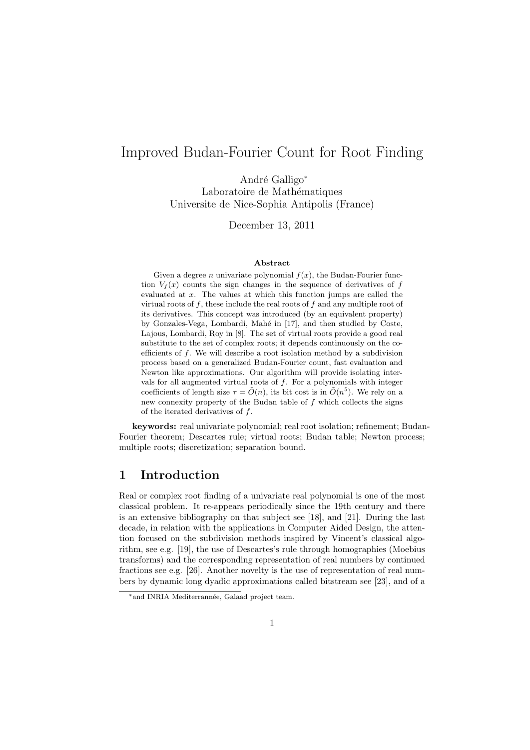# Improved Budan-Fourier Count for Root Finding

André Galligo[*]
Laboratoire de Mathématiques
Universite de Nice-Sophia Antipolis (France)

December 13, 2011

**Abstract**

Given a degree $n$ univariate polynomial $f(x)$, the Budan-Fourier function $V_f(x)$ counts the sign changes in the sequence of derivatives of $f$ evaluated at $x$. The values at which this function jumps are called the virtual roots of $f$, these include the real roots of $f$ and any multiple root of its derivatives. This concept was introduced (by an equivalent property) by Gonzales-Vega, Lombardi, Mahé in [17], and then studied by Coste, Lajous, Lombardi, Roy in [8]. The set of virtual roots provide a good real substitute to the set of complex roots; it depends continuously on the coefficients of $f$. We will describe a root isolation method by a subdivision process based on a generalized Budan-Fourier count, fast evaluation and Newton like approximations. Our algorithm will provide isolating intervals for all augmented virtual roots of $f$. For a polynomials with integer coefficients of length size $\tau = \tilde{O}(n)$, its bit cost is in $\tilde{O}(n^5)$. We rely on a new connexity property of the Budan table of $f$ which collects the signs of the iterated derivatives of $f$.

**keywords:** real univariate polynomial; real root isolation; refinement; Budan-Fourier theorem; Descartes rule; virtual roots; Budan table; Newton process; multiple roots; discretization; separation bound.

## 1 Introduction

Real or complex root finding of a univariate real polynomial is one of the most classical problem. It re-appears periodically since the 19th century and there is an extensive bibliography on that subject see [18], and [21]. During the last decade, in relation with the applications in Computer Aided Design, the attention focused on the subdivision methods inspired by Vincent's classical algorithm, see e.g. [19], the use of Descartes's rule through homographies (Moebius transforms) and the corresponding representation of real numbers by continued fractions see e.g. [26]. Another novelty is the use of representation of real numbers by dynamic long dyadic approximations called bitstream see [23], and of a

[*] and INRIA Mediterrannée, Galaad project team.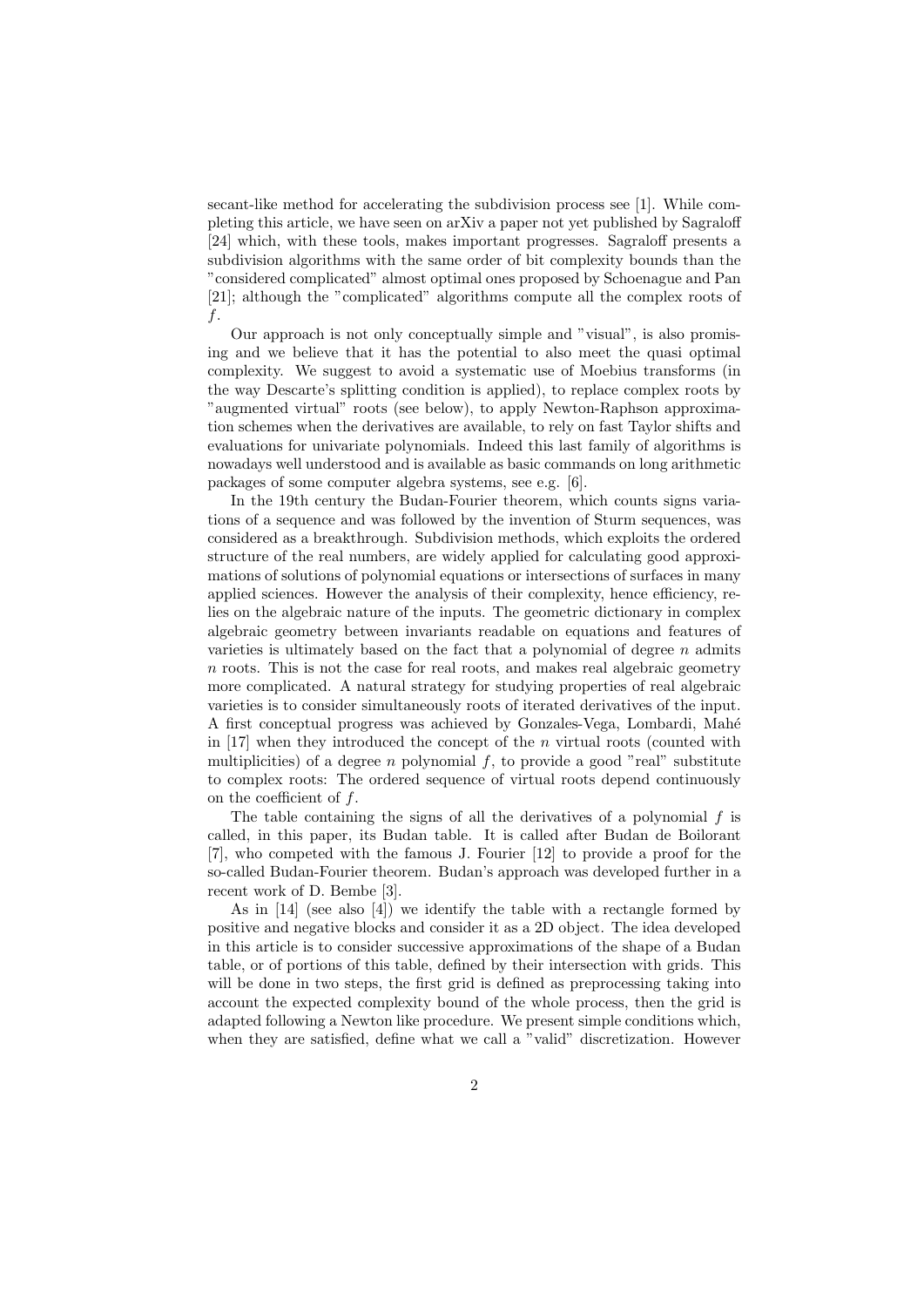secant-like method for accelerating the subdivision process see [1]. While completing this article, we have seen on arXiv a paper not yet published by Sagraloff [24] which, with these tools, makes important progresses. Sagraloff presents a subdivision algorithms with the same order of bit complexity bounds than the "considered complicated" almost optimal ones proposed by Schoenague and Pan [21]; although the "complicated" algorithms compute all the complex roots of $f$.

Our approach is not only conceptually simple and "visual", is also promising and we believe that it has the potential to also meet the quasi optimal complexity. We suggest to avoid a systematic use of Moebius transforms (in the way Descarte's splitting condition is applied), to replace complex roots by "augmented virtual" roots (see below), to apply Newton-Raphson approximation schemes when the derivatives are available, to rely on fast Taylor shifts and evaluations for univariate polynomials. Indeed this last family of algorithms is nowadays well understood and is available as basic commands on long arithmetic packages of some computer algebra systems, see e.g. [6].

In the 19th century the Budan-Fourier theorem, which counts signs variations of a sequence and was followed by the invention of Sturm sequences, was considered as a breakthrough. Subdivision methods, which exploits the ordered structure of the real numbers, are widely applied for calculating good approximations of solutions of polynomial equations or intersections of surfaces in many applied sciences. However the analysis of their complexity, hence efficiency, relies on the algebraic nature of the inputs. The geometric dictionary in complex algebraic geometry between invariants readable on equations and features of varieties is ultimately based on the fact that a polynomial of degree $n$ admits $n$ roots. This is not the case for real roots, and makes real algebraic geometry more complicated. A natural strategy for studying properties of real algebraic varieties is to consider simultaneously roots of iterated derivatives of the input. A first conceptual progress was achieved by Gonzales-Vega, Lombardi, Mahé in [17] when they introduced the concept of the $n$ virtual roots (counted with multiplicities) of a degree $n$ polynomial $f$, to provide a good "real" substitute to complex roots: The ordered sequence of virtual roots depend continuously on the coefficient of $f$.

The table containing the signs of all the derivatives of a polynomial $f$ is called, in this paper, its Budan table. It is called after Budan de Boilorant [7], who competed with the famous J. Fourier [12] to provide a proof for the so-called Budan-Fourier theorem. Budan's approach was developed further in a recent work of D. Bembe [3].

As in [14] (see also [4]) we identify the table with a rectangle formed by positive and negative blocks and consider it as a 2D object. The idea developed in this article is to consider successive approximations of the shape of a Budan table, or of portions of this table, defined by their intersection with grids. This will be done in two steps, the first grid is defined as preprocessing taking into account the expected complexity bound of the whole process, then the grid is adapted following a Newton like procedure. We present simple conditions which, when they are satisfied, define what we call a "valid" discretization. However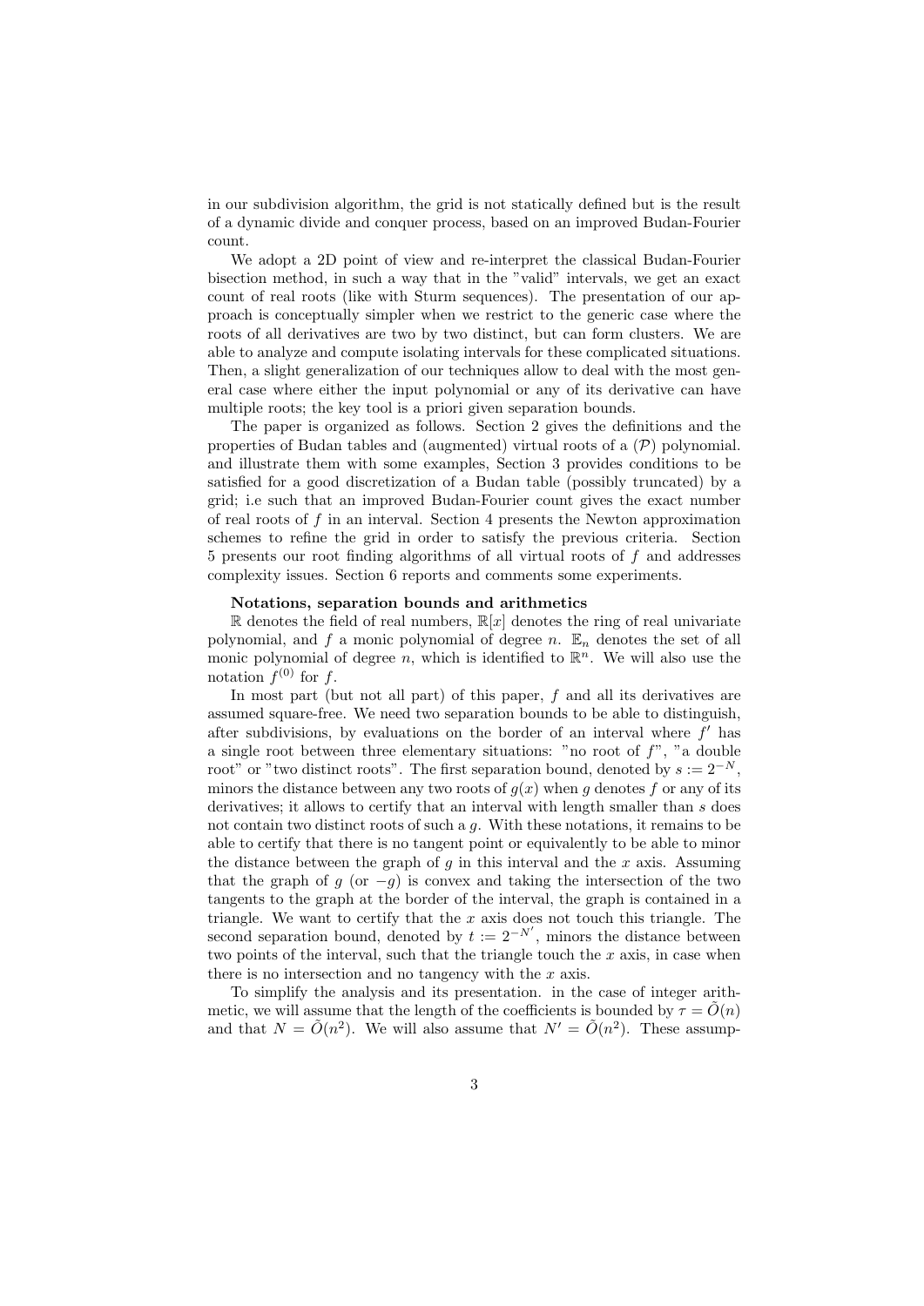in our subdivision algorithm, the grid is not statically defined but is the result of a dynamic divide and conquer process, based on an improved Budan-Fourier count.

We adopt a 2D point of view and re-interpret the classical Budan-Fourier bisection method, in such a way that in the "valid" intervals, we get an exact count of real roots (like with Sturm sequences). The presentation of our approach is conceptually simpler when we restrict to the generic case where the roots of all derivatives are two by two distinct, but can form clusters. We are able to analyze and compute isolating intervals for these complicated situations. Then, a slight generalization of our techniques allow to deal with the most general case where either the input polynomial or any of its derivative can have multiple roots; the key tool is a priori given separation bounds.

The paper is organized as follows. Section 2 gives the definitions and the properties of Budan tables and (augmented) virtual roots of a $(\mathcal{P})$ polynomial. and illustrate them with some examples, Section 3 provides conditions to be satisfied for a good discretization of a Budan table (possibly truncated) by a grid; i.e such that an improved Budan-Fourier count gives the exact number of real roots of $f$ in an interval. Section 4 presents the Newton approximation schemes to refine the grid in order to satisfy the previous criteria. Section 5 presents our root finding algorithms of all virtual roots of $f$ and addresses complexity issues. Section 6 reports and comments some experiments.

**Notations, separation bounds and arithmetics**

$\mathbb{R}$ denotes the field of real numbers, $\mathbb{R}[x]$ denotes the ring of real univariate polynomial, and $f$ a monic polynomial of degree $n$. $\mathbb{E}_n$ denotes the set of all monic polynomial of degree $n$, which is identified to $\mathbb{R}^n$. We will also use the notation $f^{(0)}$ for $f$.

In most part (but not all part) of this paper, $f$ and all its derivatives are assumed square-free. We need two separation bounds to be able to distinguish, after subdivisions, by evaluations on the border of an interval where $f'$ has a single root between three elementary situations: "no root of $f$", "a double root" or "two distinct roots". The first separation bound, denoted by $s := 2^{-N}$, minors the distance between any two roots of $g(x)$ when $g$ denotes $f$ or any of its derivatives; it allows to certify that an interval with length smaller than $s$ does not contain two distinct roots of such a $g$. With these notations, it remains to be able to certify that there is no tangent point or equivalently to be able to minor the distance between the graph of $g$ in this interval and the $x$ axis. Assuming that the graph of $g$ (or $-g$) is convex and taking the intersection of the two tangents to the graph at the border of the interval, the graph is contained in a triangle. We want to certify that the $x$ axis does not touch this triangle. The second separation bound, denoted by $t := 2^{-N'}$, minors the distance between two points of the interval, such that the triangle touch the $x$ axis, in case when there is no intersection and no tangency with the $x$ axis.

To simplify the analysis and its presentation. in the case of integer arithmetic, we will assume that the length of the coefficients is bounded by $\tau = \tilde{O}(n)$ and that $N = \tilde{O}(n^2)$. We will also assume that $N' = \tilde{O}(n^2)$. These assump-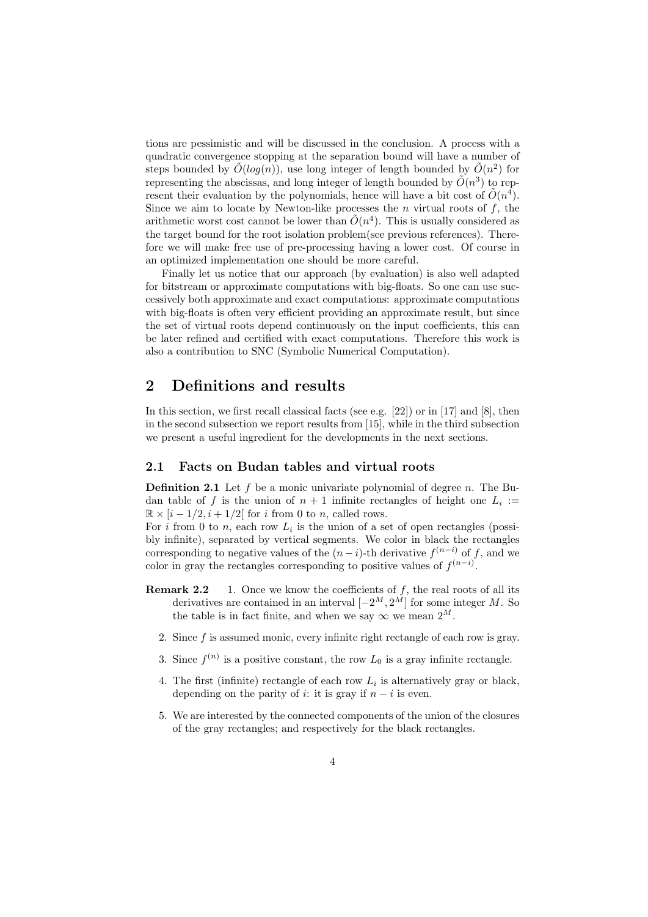tions are pessimistic and will be discussed in the conclusion. A process with a quadratic convergence stopping at the separation bound will have a number of steps bounded by $\tilde{O}(log(n))$, use long integer of length bounded by $\tilde{O}(n^2)$ for representing the abscissas, and long integer of length bounded by $\tilde{O}(n^3)$ to represent their evaluation by the polynomials, hence will have a bit cost of $\tilde{O}(n^4)$. Since we aim to locate by Newton-like processes the $n$ virtual roots of $f$, the arithmetic worst cost cannot be lower than $\tilde{O}(n^4)$. This is usually considered as the target bound for the root isolation problem(see previous references). Therefore we will make free use of pre-processing having a lower cost. Of course in an optimized implementation one should be more careful.

Finally let us notice that our approach (by evaluation) is also well adapted for bitstream or approximate computations with big-floats. So one can use successively both approximate and exact computations: approximate computations with big-floats is often very efficient providing an approximate result, but since the set of virtual roots depend continuously on the input coefficients, this can be later refined and certified with exact computations. Therefore this work is also a contribution to SNC (Symbolic Numerical Computation).

## 2 Definitions and results

In this section, we first recall classical facts (see e.g. [22]) or in [17] and [8], then in the second subsection we report results from [15], while in the third subsection we present a useful ingredient for the developments in the next sections.

### 2.1 Facts on Budan tables and virtual roots

**Definition 2.1** Let $f$ be a monic univariate polynomial of degree $n$. The Budan table of $f$ is the union of $n+1$ infinite rectangles of height one $L_i := \mathbb{R} \times [i-1/2, i+1/2[$ for $i$ from 0 to $n$, called rows.
For $i$ from 0 to $n$, each row $L_i$ is the union of a set of open rectangles (possibly infinite), separated by vertical segments. We color in black the rectangles corresponding to negative values of the $(n-i)$-th derivative $f^{(n-i)}$ of $f$, and we color in gray the rectangles corresponding to positive values of $f^{(n-i)}$.

**Remark 2.2**

1. Once we know the coefficients of $f$, the real roots of all its derivatives are contained in an interval $[-2^M, 2^M]$ for some integer $M$. So the table is in fact finite, and when we say $\infty$ we mean $2^M$.
2. Since $f$ is assumed monic, every infinite right rectangle of each row is gray.
3. Since $f^{(n)}$ is a positive constant, the row $L_0$ is a gray infinite rectangle.
4. The first (infinite) rectangle of each row $L_i$ is alternatively gray or black, depending on the parity of $i$: it is gray if $n-i$ is even.
5. We are interested by the connected components of the union of the closures of the gray rectangles; and respectively for the black rectangles.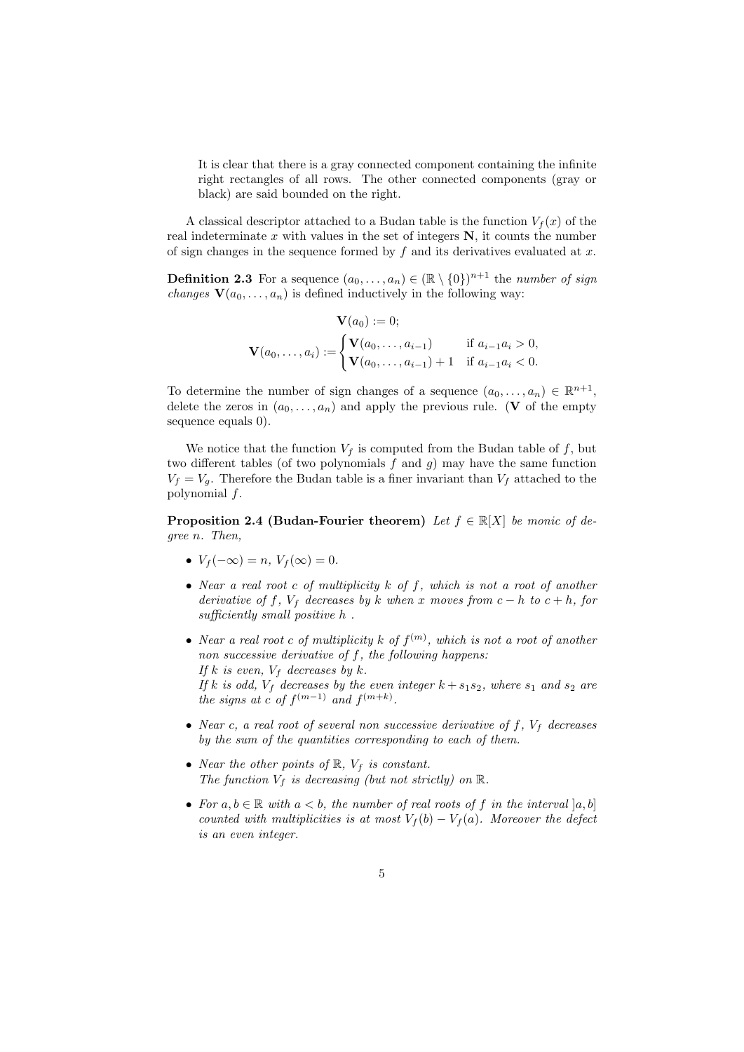It is clear that there is a gray connected component containing the infinite right rectangles of all rows. The other connected components (gray or black) are said bounded on the right.

A classical descriptor attached to a Budan table is the function $V_f(x)$ of the real indeterminate $x$ with values in the set of integers $\mathbf{N}$, it counts the number of sign changes in the sequence formed by $f$ and its derivatives evaluated at $x$.

**Definition 2.3** For a sequence $(a_0, \dots, a_n) \in (\mathbb{R} \setminus \{0\})^{n+1}$ the *number of sign changes* $\mathbf{V}(a_0, \dots, a_n)$ is defined inductively in the following way:

$$\mathbf{V}(a_0) := 0;$$

$$\mathbf{V}(a_0, \dots, a_i) := \begin{cases} \mathbf{V}(a_0, \dots, a_{i-1}) & \text{if } a_{i-1}a_i > 0, \\ \mathbf{V}(a_0, \dots, a_{i-1}) + 1 & \text{if } a_{i-1}a_i < 0. \end{cases}$$

To determine the number of sign changes of a sequence $(a_0, \dots, a_n) \in \mathbb{R}^{n+1}$, delete the zeros in $(a_0, \dots, a_n)$ and apply the previous rule. ($\mathbf{V}$ of the empty sequence equals 0).

We notice that the function $V_f$ is computed from the Budan table of $f$, but two different tables (of two polynomials $f$ and $g$) may have the same function $V_f = V_g$. Therefore the Budan table is a finer invariant than $V_f$ attached to the polynomial $f$.

**Proposition 2.4 (Budan-Fourier theorem)** *Let $f \in \mathbb{R}[X]$ be monic of degree $n$. Then,*

- $V_f(-\infty) = n$, $V_f(\infty) = 0$.
- *Near a real root $c$ of multiplicity $k$ of $f$, which is not a root of another derivative of $f$, $V_f$ decreases by $k$ when $x$ moves from $c - h$ to $c + h$, for sufficiently small positive $h$ .*
- *Near a real root $c$ of multiplicity $k$ of $f^{(m)}$, which is not a root of another non successive derivative of $f$, the following happens:*
  *If $k$ is even, $V_f$ decreases by $k$.*
  *If $k$ is odd, $V_f$ decreases by the even integer $k + s_1 s_2$, where $s_1$ and $s_2$ are the signs at $c$ of $f^{(m-1)}$ and $f^{(m+k)}$.*
- *Near $c$, a real root of several non successive derivative of $f$, $V_f$ decreases by the sum of the quantities corresponding to each of them.*
- *Near the other points of $\mathbb{R}$, $V_f$ is constant.*
  *The function $V_f$ is decreasing (but not strictly) on $\mathbb{R}$.*
- *For $a, b \in \mathbb{R}$ with $a < b$, the number of real roots of $f$ in the interval $]a, b]$ counted with multiplicities is at most $V_f(b) - V_f(a)$. Moreover the defect is an even integer.*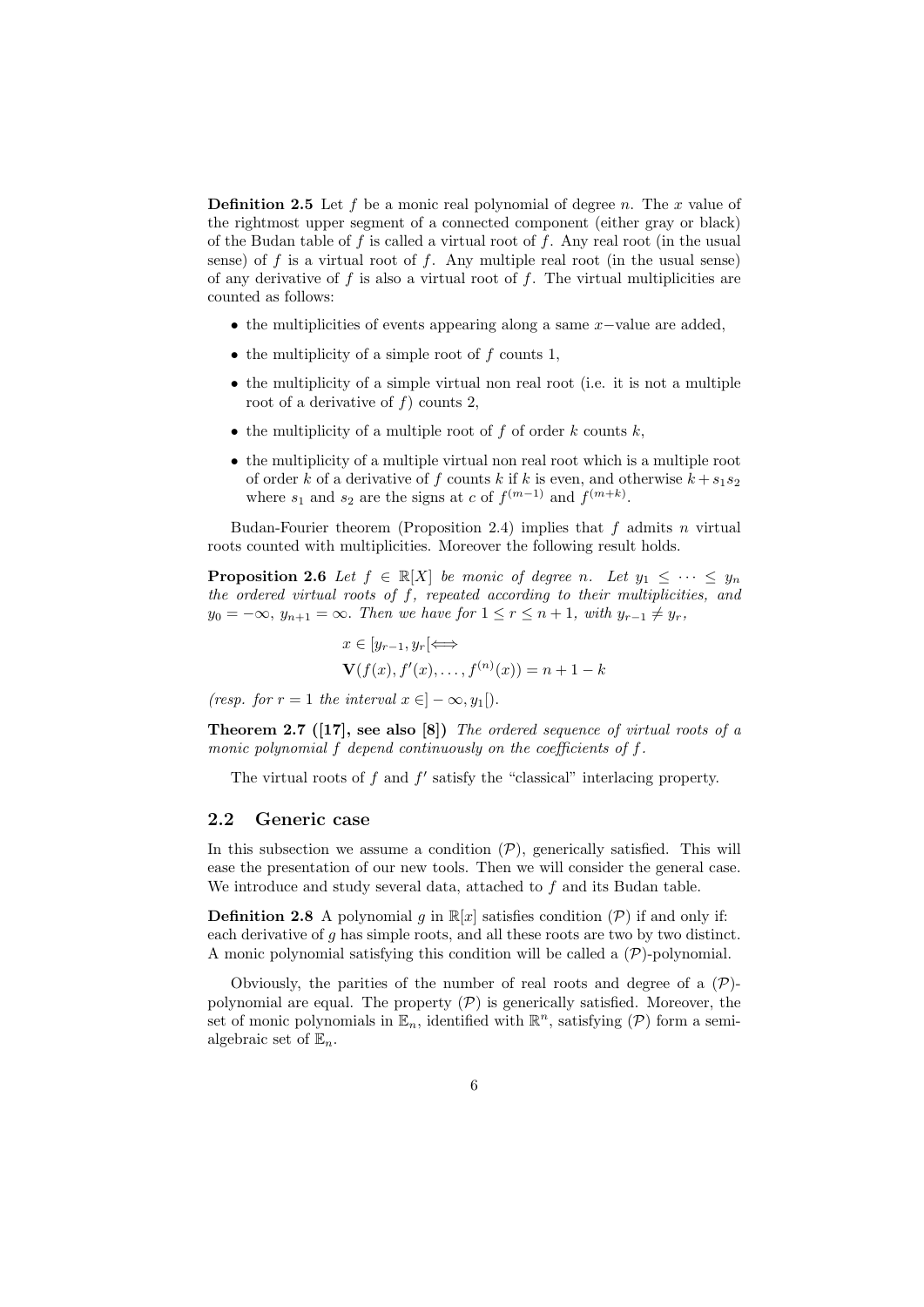**Definition 2.5** Let $f$ be a monic real polynomial of degree $n$. The $x$ value of the rightmost upper segment of a connected component (either gray or black) of the Budan table of $f$ is called a virtual root of $f$. Any real root (in the usual sense) of $f$ is a virtual root of $f$. Any multiple real root (in the usual sense) of any derivative of $f$ is also a virtual root of $f$. The virtual multiplicities are counted as follows:

- the multiplicities of events appearing along a same $x-$value are added,
- the multiplicity of a simple root of $f$ counts 1,
- the multiplicity of a simple virtual non real root (i.e. it is not a multiple root of a derivative of $f$) counts 2,
- the multiplicity of a multiple root of $f$ of order $k$ counts $k$,
- the multiplicity of a multiple virtual non real root which is a multiple root of order $k$ of a derivative of $f$ counts $k$ if $k$ is even, and otherwise $k + s_1 s_2$ where $s_1$ and $s_2$ are the signs at $c$ of $f^{(m-1)}$ and $f^{(m+k)}$.

Budan-Fourier theorem (Proposition 2.4) implies that $f$ admits $n$ virtual roots counted with multiplicities. Moreover the following result holds.

**Proposition 2.6** *Let $f \in \mathbb{R}[X]$ be monic of degree $n$. Let $y_1 \leq \cdots \leq y_n$ the ordered virtual roots of $f$, repeated according to their multiplicities, and $y_0 = -\infty$, $y_{n+1} = \infty$. Then we have for $1 \leq r \leq n+1$, with $y_{r-1} \neq y_r$,*

$$x \in [y_{r-1}, y_r[ \Longleftrightarrow$$
$$\mathbf{V}(f(x), f'(x), \ldots, f^{(n)}(x)) = n + 1 - k$$

*(resp. for $r = 1$ the interval $x \in ]-\infty, y_1[$).*

**Theorem 2.7 ([17], see also [8])** *The ordered sequence of virtual roots of a monic polynomial $f$ depend continuously on the coefficients of $f$.*

The virtual roots of $f$ and $f'$ satisfy the "classical" interlacing property.

## 2.2 Generic case

In this subsection we assume a condition $(\mathcal{P})$, generically satisfied. This will ease the presentation of our new tools. Then we will consider the general case. We introduce and study several data, attached to $f$ and its Budan table.

**Definition 2.8** A polynomial $g$ in $\mathbb{R}[x]$ satisfies condition $(\mathcal{P})$ if and only if: each derivative of $g$ has simple roots, and all these roots are two by two distinct. A monic polynomial satisfying this condition will be called a $(\mathcal{P})$-polynomial.

Obviously, the parities of the number of real roots and degree of a $(\mathcal{P})$-polynomial are equal. The property $(\mathcal{P})$ is generically satisfied. Moreover, the set of monic polynomials in $\mathbb{E}_n$, identified with $\mathbb{R}^n$, satisfying $(\mathcal{P})$ form a semi-algebraic set of $\mathbb{E}_n$.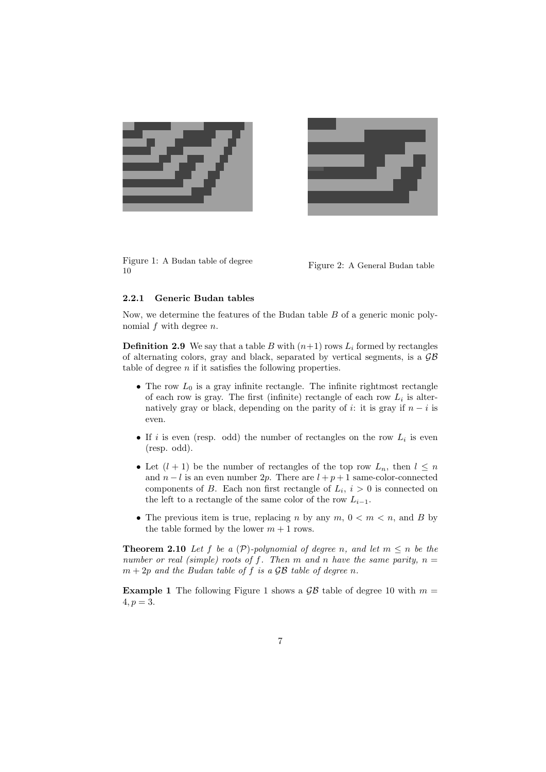Figure 1: A Budan table of degree 10

Figure 2: A General Budan table

### 2.2.1 Generic Budan tables

Now, we determine the features of the Budan table $B$ of a generic monic polynomial $f$ with degree $n$.

**Definition 2.9** We say that a table $B$ with $(n+1)$ rows $L_i$ formed by rectangles of alternating colors, gray and black, separated by vertical segments, is a $\mathcal{GB}$ table of degree $n$ if it satisfies the following properties.

- The row $L_0$ is a gray infinite rectangle. The infinite rightmost rectangle of each row is gray. The first (infinite) rectangle of each row $L_i$ is alternatively gray or black, depending on the parity of $i$: it is gray if $n-i$ is even.
- If $i$ is even (resp. odd) the number of rectangles on the row $L_i$ is even (resp. odd).
- Let $(l+1)$ be the number of rectangles of the top row $L_n$, then $l \leq n$ and $n-l$ is an even number $2p$. There are $l+p+1$ same-color-connected components of $B$. Each non first rectangle of $L_i$, $i > 0$ is connected on the left to a rectangle of the same color of the row $L_{i-1}$.
- The previous item is true, replacing $n$ by any $m$, $0 < m < n$, and $B$ by the table formed by the lower $m+1$ rows.

**Theorem 2.10** *Let $f$ be a $(\mathcal{P})$-polynomial of degree $n$, and let $m \leq n$ be the number or real (simple) roots of $f$. Then $m$ and $n$ have the same parity, $n = m + 2p$ and the Budan table of $f$ is a $\mathcal{GB}$ table of degree $n$.*

**Example 1** The following Figure 1 shows a $\mathcal{GB}$ table of degree 10 with $m = 4, p = 3$.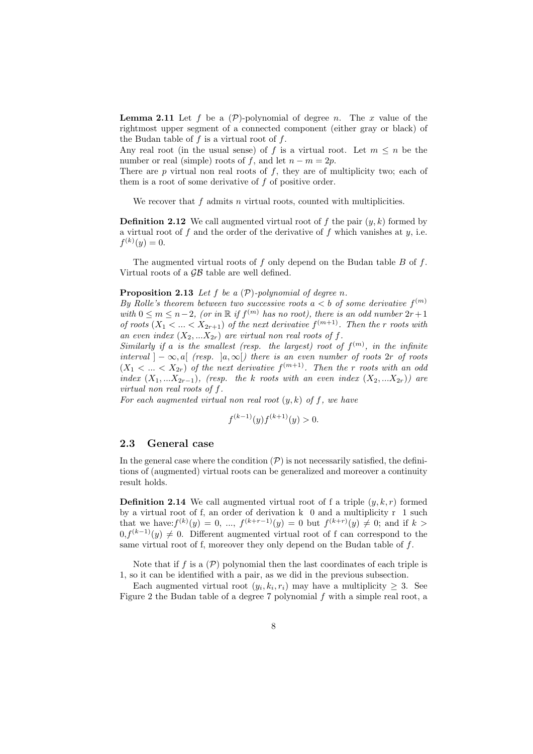**Lemma 2.11** Let $f$ be a $(\mathcal{P})$-polynomial of degree $n$. The $x$ value of the rightmost upper segment of a connected component (either gray or black) of the Budan table of $f$ is a virtual root of $f$.

Any real root (in the usual sense) of $f$ is a virtual root. Let $m \leq n$ be the number or real (simple) roots of $f$, and let $n - m = 2p$.

There are $p$ virtual non real roots of $f$, they are of multiplicity two; each of them is a root of some derivative of $f$ of positive order.

We recover that $f$ admits $n$ virtual roots, counted with multiplicities.

**Definition 2.12** We call augmented virtual root of $f$ the pair $(y, k)$ formed by a virtual root of $f$ and the order of the derivative of $f$ which vanishes at $y$, i.e. $f^{(k)}(y) = 0$.

The augmented virtual roots of $f$ only depend on the Budan table $B$ of $f$. Virtual roots of a $\mathcal{GB}$ table are well defined.

**Proposition 2.13** *Let $f$ be a $(\mathcal{P})$-polynomial of degree $n$.*
*By Rolle's theorem between two successive roots $a < b$ of some derivative $f^{(m)}$ with $0 \leq m \leq n-2$, (or in $\mathbb{R}$ if $f^{(m)}$ has no root), there is an odd number $2r+1$ of roots $(X_1 < ... < X_{2r+1})$ of the next derivative $f^{(m+1)}$. Then the $r$ roots with an even index $(X_2, ... X_{2r})$ are virtual non real roots of $f$.*
*Similarly if $a$ is the smallest (resp. the largest) root of $f^{(m)}$, in the infinite interval $]-\infty, a[$ (resp. $]a, \infty[$) there is an even number of roots $2r$ of roots $(X_1 < ... < X_{2r})$ of the next derivative $f^{(m+1)}$. Then the $r$ roots with an odd index $(X_1, ... X_{2r-1})$, (resp. the $k$ roots with an even index $(X_2, ... X_{2r})$) are virtual non real roots of $f$.*
*For each augmented virtual non real root $(y, k)$ of $f$, we have*

$$f^{(k-1)}(y) f^{(k+1)}(y) > 0.$$

## 2.3 General case

In the general case where the condition $(\mathcal{P})$ is not necessarily satisfied, the definitions of (augmented) virtual roots can be generalized and moreover a continuity result holds.

**Definition 2.14** We call augmented virtual root of f a triple $(y, k, r)$ formed by a virtual root of f, an order of derivation k 0 and a multiplicity r 1 such that we have: $f^{(k)}(y) = 0$, ..., $f^{(k+r-1)}(y) = 0$ but $f^{(k+r)}(y) \neq 0$; and if $k > 0, f^{(k-1)}(y) \neq 0$. Different augmented virtual root of f can correspond to the same virtual root of f, moreover they only depend on the Budan table of $f$.

Note that if $f$ is a $(\mathcal{P})$ polynomial then the last coordinates of each triple is 1, so it can be identified with a pair, as we did in the previous subsection.

Each augmented virtual root $(y_i, k_i, r_i)$ may have a multiplicity $\geq 3$. See Figure 2 the Budan table of a degree 7 polynomial $f$ with a simple real root, a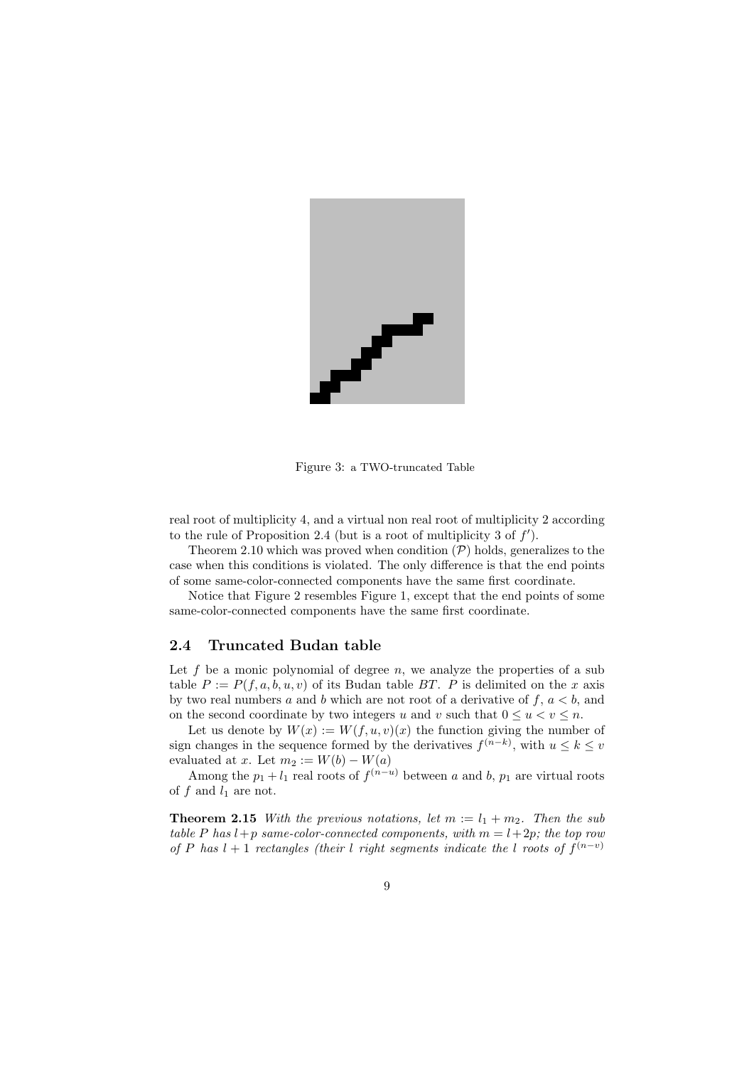Figure 3: a TWO-truncated Table

real root of multiplicity 4, and a virtual non real root of multiplicity 2 according to the rule of Proposition 2.4 (but is a root of multiplicity 3 of $f'$).

Theorem 2.10 which was proved when condition $(\mathcal{P})$ holds, generalizes to the case when this conditions is violated. The only difference is that the end points of some same-color-connected components have the same first coordinate.

Notice that Figure 2 resembles Figure 1, except that the end points of some same-color-connected components have the same first coordinate.

## 2.4 Truncated Budan table

Let $f$ be a monic polynomial of degree $n$, we analyze the properties of a sub table $P := P(f, a, b, u, v)$ of its Budan table $BT$. $P$ is delimited on the $x$ axis by two real numbers $a$ and $b$ which are not root of a derivative of $f$, $a < b$, and on the second coordinate by two integers $u$ and $v$ such that $0 \leq u < v \leq n$.

Let us denote by $W(x) := W(f, u, v)(x)$ the function giving the number of sign changes in the sequence formed by the derivatives $f^{(n-k)}$, with $u \leq k \leq v$ evaluated at $x$. Let $m_2 := W(b) - W(a)$

Among the $p_1 + l_1$ real roots of $f^{(n-u)}$ between $a$ and $b$, $p_1$ are virtual roots of $f$ and $l_1$ are not.

**Theorem 2.15** *With the previous notations, let $m := l_1 + m_2$. Then the sub table $P$ has $l + p$ same-color-connected components, with $m = l + 2p$; the top row of $P$ has $l + 1$ rectangles (their $l$ right segments indicate the $l$ roots of $f^{(n-v)}$*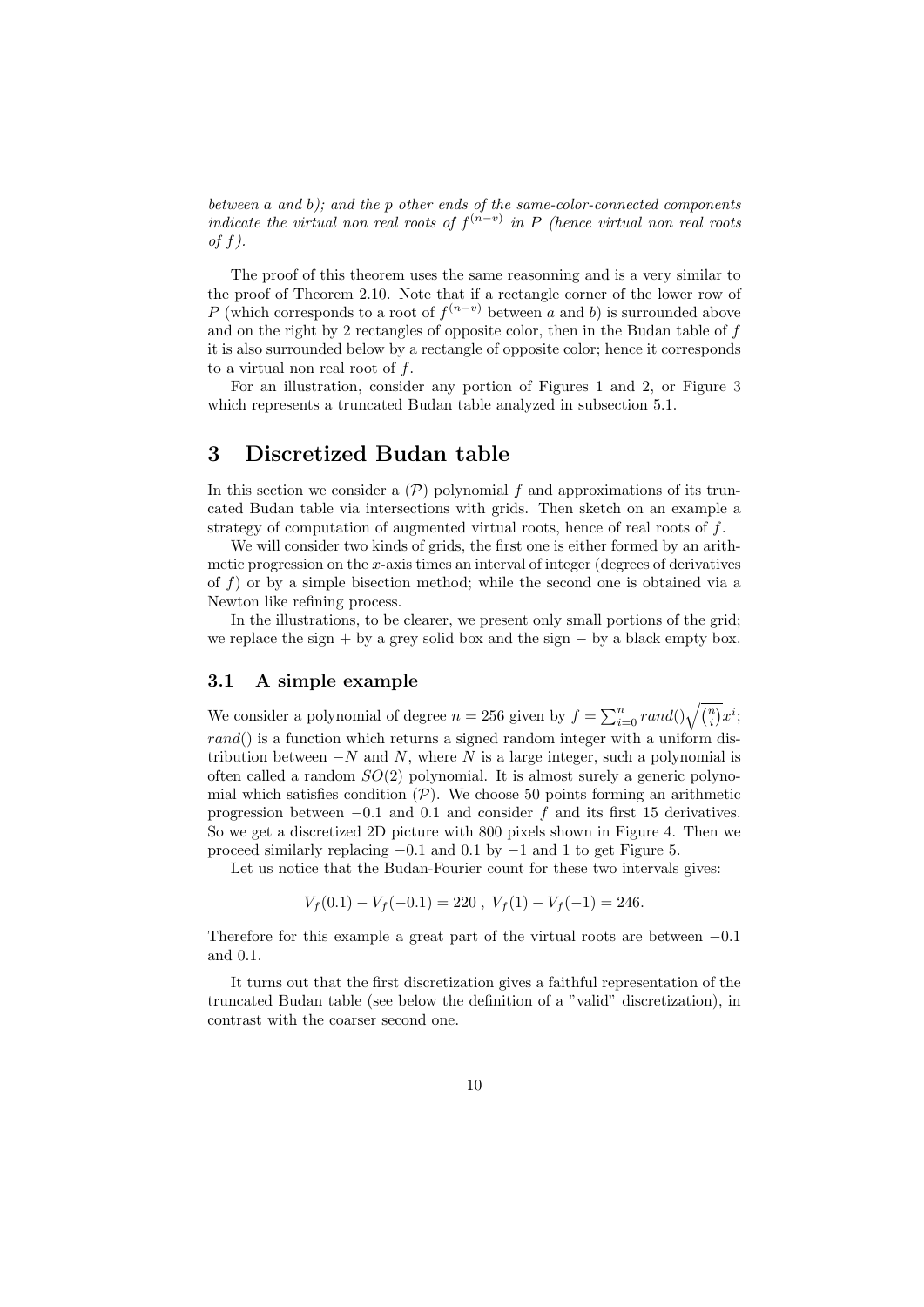*between $a$ and $b$); and the $p$ other ends of the same-color-connected components indicate the virtual non real roots of $f^{(n-v)}$ in $P$ (hence virtual non real roots of $f$).*

The proof of this theorem uses the same reasonning and is a very similar to the proof of Theorem 2.10. Note that if a rectangle corner of the lower row of $P$ (which corresponds to a root of $f^{(n-v)}$ between $a$ and $b$) is surrounded above and on the right by 2 rectangles of opposite color, then in the Budan table of $f$ it is also surrounded below by a rectangle of opposite color; hence it corresponds to a virtual non real root of $f$.

For an illustration, consider any portion of Figures 1 and 2, or Figure 3 which represents a truncated Budan table analyzed in subsection 5.1.

# 3 Discretized Budan table

In this section we consider a $(\mathcal{P})$ polynomial $f$ and approximations of its truncated Budan table via intersections with grids. Then sketch on an example a strategy of computation of augmented virtual roots, hence of real roots of $f$.

We will consider two kinds of grids, the first one is either formed by an arithmetic progression on the $x$-axis times an interval of integer (degrees of derivatives of $f$) or by a simple bisection method; while the second one is obtained via a Newton like refining process.

In the illustrations, to be clearer, we present only small portions of the grid; we replace the sign $+$ by a grey solid box and the sign $-$ by a black empty box.

## 3.1 A simple example

We consider a polynomial of degree $n = 256$ given by $f = \sum_{i=0}^{n} rand()\sqrt{\binom{n}{i}}x^i$; $rand()$ is a function which returns a signed random integer with a uniform distribution between $-N$ and $N$, where $N$ is a large integer, such a polynomial is often called a random $SO(2)$ polynomial. It is almost surely a generic polynomial which satisfies condition $(\mathcal{P})$. We choose 50 points forming an arithmetic progression between $-0.1$ and $0.1$ and consider $f$ and its first 15 derivatives. So we get a discretized 2D picture with 800 pixels shown in Figure 4. Then we proceed similarly replacing $-0.1$ and $0.1$ by $-1$ and $1$ to get Figure 5.

Let us notice that the Budan-Fourier count for these two intervals gives:

$$V_f(0.1) - V_f(-0.1) = 220\ ,\ V_f(1) - V_f(-1) = 246.$$

Therefore for this example a great part of the virtual roots are between $-0.1$ and $0.1$.

It turns out that the first discretization gives a faithful representation of the truncated Budan table (see below the definition of a "valid" discretization), in contrast with the coarser second one.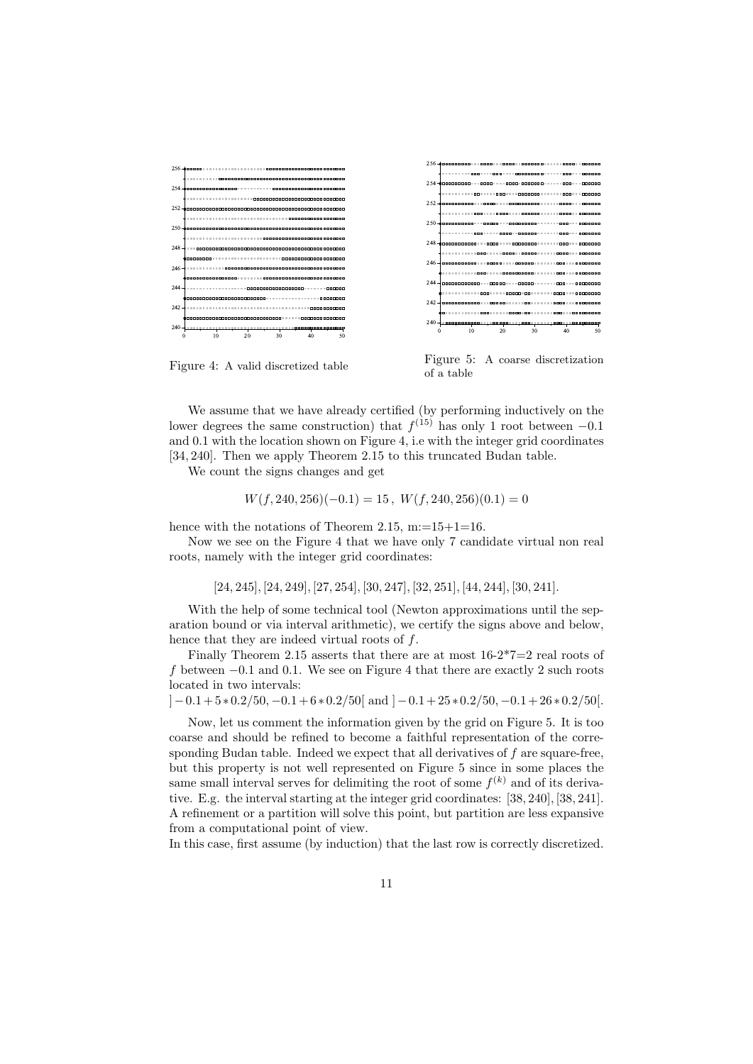Figure 4: A valid discretized table

Figure 5: A coarse discretization of a table

We assume that we have already certified (by performing inductively on the lower degrees the same construction) that $f^{(15)}$ has only 1 root between $-0.1$ and $0.1$ with the location shown on Figure 4, i.e with the integer grid coordinates $[34, 240]$. Then we apply Theorem 2.15 to this truncated Budan table.

We count the signs changes and get

$$W(f, 240, 256)(-0.1) = 15\,,\ W(f, 240, 256)(0.1) = 0$$

hence with the notations of Theorem 2.15, m:=15+1=16.

Now we see on the Figure 4 that we have only 7 candidate virtual non real roots, namely with the integer grid coordinates:

$$[24, 245], [24, 249], [27, 254], [30, 247], [32, 251], [44, 244], [30, 241].$$

With the help of some technical tool (Newton approximations until the separation bound or via interval arithmetic), we certify the signs above and below, hence that they are indeed virtual roots of $f$.

Finally Theorem 2.15 asserts that there are at most 16-2*7=2 real roots of $f$ between $-0.1$ and $0.1$. We see on Figure 4 that there are exactly 2 such roots located in two intervals:

$]-0.1+5*0.2/50, -0.1+6*0.2/50[$ and $]-0.1+25*0.2/50, -0.1+26*0.2/50[$.

Now, let us comment the information given by the grid on Figure 5. It is too coarse and should be refined to become a faithful representation of the corresponding Budan table. Indeed we expect that all derivatives of $f$ are square-free, but this property is not well represented on Figure 5 since in some places the same small interval serves for delimiting the root of some $f^{(k)}$ and of its derivative. E.g. the interval starting at the integer grid coordinates: $[38, 240], [38, 241]$. A refinement or a partition will solve this point, but partition are less expansive from a computational point of view.

In this case, first assume (by induction) that the last row is correctly discretized.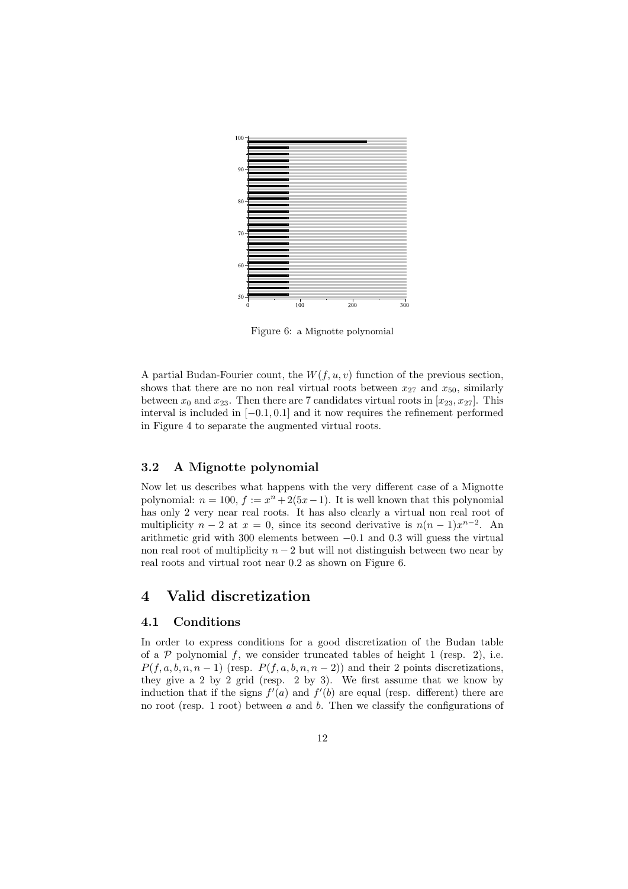Figure 6: a Mignotte polynomial

A partial Budan-Fourier count, the $W(f, u, v)$ function of the previous section, shows that there are no non real virtual roots between $x_{27}$ and $x_{50}$, similarly between $x_0$ and $x_{23}$. Then there are 7 candidates virtual roots in $[x_{23}, x_{27}]$. This interval is included in $[-0.1, 0.1]$ and it now requires the refinement performed in Figure 4 to separate the augmented virtual roots.

### 3.2 A Mignotte polynomial

Now let us describes what happens with the very different case of a Mignotte polynomial: $n = 100$, $f := x^n + 2(5x - 1)$. It is well known that this polynomial has only 2 very near real roots. It has also clearly a virtual non real root of multiplicity $n - 2$ at $x = 0$, since its second derivative is $n(n-1)x^{n-2}$. An arithmetic grid with 300 elements between $-0.1$ and $0.3$ will guess the virtual non real root of multiplicity $n - 2$ but will not distinguish between two near by real roots and virtual root near 0.2 as shown on Figure 6.

## 4 Valid discretization

### 4.1 Conditions

In order to express conditions for a good discretization of the Budan table of a $\mathcal{P}$ polynomial $f$, we consider truncated tables of height 1 (resp. 2), i.e. $P(f, a, b, n, n-1)$ (resp. $P(f, a, b, n, n-2)$) and their 2 points discretizations, they give a 2 by 2 grid (resp. 2 by 3). We first assume that we know by induction that if the signs $f'(a)$ and $f'(b)$ are equal (resp. different) there are no root (resp. 1 root) between $a$ and $b$. Then we classify the configurations of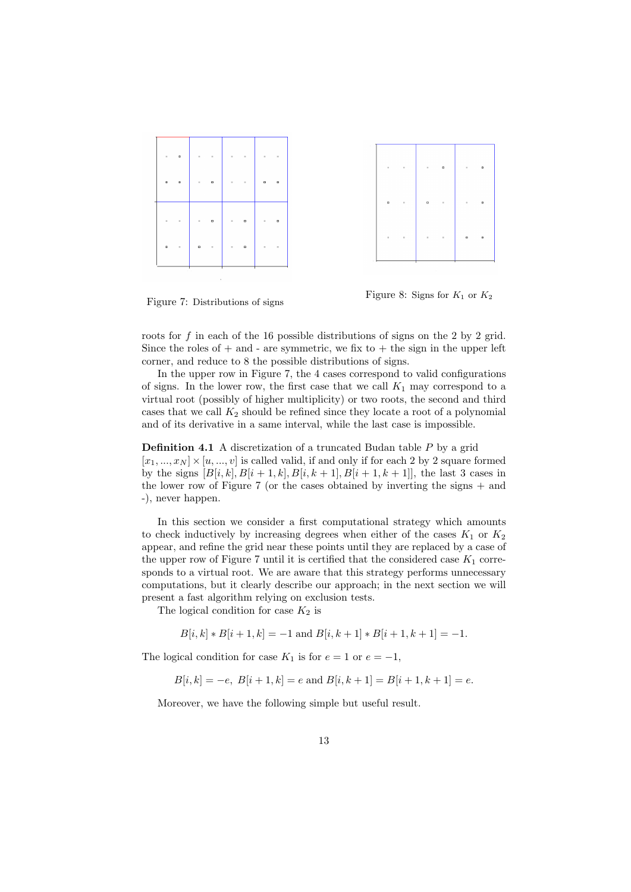Figure 7: Distributions of signs

Figure 8: Signs for $K_1$ or $K_2$

roots for $f$ in each of the 16 possible distributions of signs on the 2 by 2 grid. Since the roles of + and - are symmetric, we fix to + the sign in the upper left corner, and reduce to 8 the possible distributions of signs.

In the upper row in Figure 7, the 4 cases correspond to valid configurations of signs. In the lower row, the first case that we call $K_1$ may correspond to a virtual root (possibly of higher multiplicity) or two roots, the second and third cases that we call $K_2$ should be refined since they locate a root of a polynomial and of its derivative in a same interval, while the last case is impossible.

**Definition 4.1** A discretization of a truncated Budan table $P$ by a grid $[x_1, ..., x_N] \times [u, ..., v]$ is called valid, if and only if for each 2 by 2 square formed by the signs $[B[i,k], B[i+1,k], B[i,k+1], B[i+1,k+1]]$, the last 3 cases in the lower row of Figure 7 (or the cases obtained by inverting the signs + and -), never happen.

In this section we consider a first computational strategy which amounts to check inductively by increasing degrees when either of the cases $K_1$ or $K_2$ appear, and refine the grid near these points until they are replaced by a case of the upper row of Figure 7 until it is certified that the considered case $K_1$ corresponds to a virtual root. We are aware that this strategy performs unnecessary computations, but it clearly describe our approach; in the next section we will present a fast algorithm relying on exclusion tests.

The logical condition for case $K_2$ is

$$B[i,k] * B[i+1,k] = -1 \text{ and } B[i,k+1] * B[i+1,k+1] = -1.$$

The logical condition for case $K_1$ is for $e = 1$ or $e = -1$,

$$B[i,k] = -e,\ B[i+1,k] = e \text{ and } B[i,k+1] = B[i+1,k+1] = e.$$

Moreover, we have the following simple but useful result.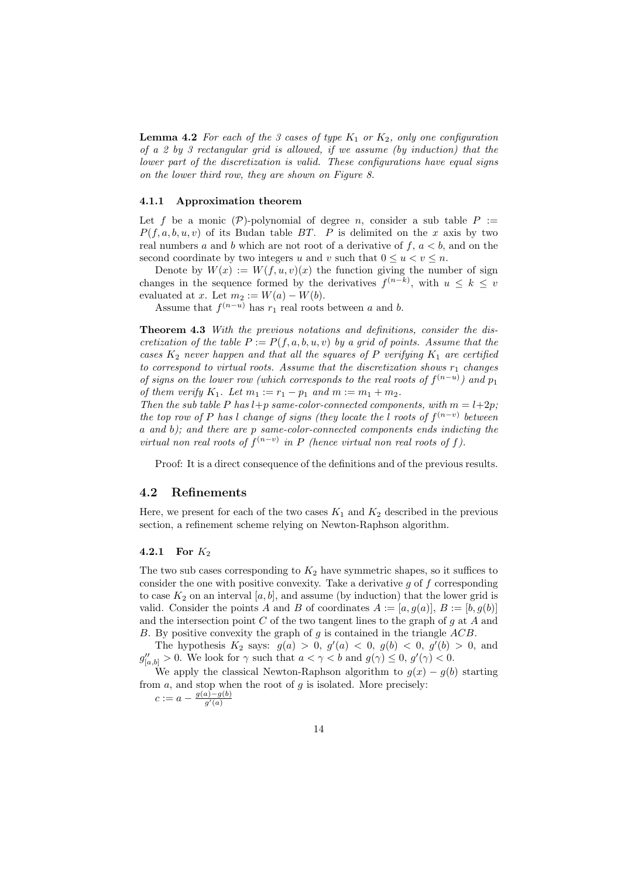**Lemma 4.2** *For each of the 3 cases of type $K_1$ or $K_2$, only one configuration of a 2 by 3 rectangular grid is allowed, if we assume (by induction) that the lower part of the discretization is valid. These configurations have equal signs on the lower third row, they are shown on Figure 8.*

#### 4.1.1 Approximation theorem

Let $f$ be a monic $(\mathcal{P})$-polynomial of degree $n$, consider a sub table $P := P(f, a, b, u, v)$ of its Budan table $BT$. $P$ is delimited on the $x$ axis by two real numbers $a$ and $b$ which are not root of a derivative of $f$, $a < b$, and on the second coordinate by two integers $u$ and $v$ such that $0 \leq u < v \leq n$.

Denote by $W(x) := W(f, u, v)(x)$ the function giving the number of sign changes in the sequence formed by the derivatives $f^{(n-k)}$, with $u \leq k \leq v$ evaluated at $x$. Let $m_2 := W(a) - W(b)$.

Assume that $f^{(n-u)}$ has $r_1$ real roots between $a$ and $b$.

**Theorem 4.3** *With the previous notations and definitions, consider the discretization of the table $P := P(f, a, b, u, v)$ by a grid of points. Assume that the cases $K_2$ never happen and that all the squares of $P$ verifying $K_1$ are certified to correspond to virtual roots. Assume that the discretization shows $r_1$ changes of signs on the lower row (which corresponds to the real roots of $f^{(n-u)}$) and $p_1$ of them verify $K_1$. Let $m_1 := r_1 - p_1$ and $m := m_1 + m_2$.*
*Then the sub table $P$ has $l{+}p$ same-color-connected components, with $m = l{+}2p$; the top row of $P$ has $l$ change of signs (they locate the $l$ roots of $f^{(n-v)}$ between $a$ and $b$); and there are $p$ same-color-connected components ends indicting the virtual non real roots of $f^{(n-v)}$ in $P$ (hence virtual non real roots of $f$).*

Proof: It is a direct consequence of the definitions and of the previous results.

### 4.2 Refinements

Here, we present for each of the two cases $K_1$ and $K_2$ described in the previous section, a refinement scheme relying on Newton-Raphson algorithm.

#### 4.2.1 For $K_2$

The two sub cases corresponding to $K_2$ have symmetric shapes, so it suffices to consider the one with positive convexity. Take a derivative $g$ of $f$ corresponding to case $K_2$ on an interval $[a, b]$, and assume (by induction) that the lower grid is valid. Consider the points $A$ and $B$ of coordinates $A := [a, g(a)]$, $B := [b, g(b)]$ and the intersection point $C$ of the two tangent lines to the graph of $g$ at $A$ and $B$. By positive convexity the graph of $g$ is contained in the triangle $ACB$.

The hypothesis $K_2$ says: $g(a) > 0$, $g'(a) < 0$, $g(b) < 0$, $g'(b) > 0$, and $g''_{[a,b]} > 0$. We look for $\gamma$ such that $a < \gamma < b$ and $g(\gamma) \leq 0$, $g'(\gamma) < 0$.

We apply the classical Newton-Raphson algorithm to $g(x) - g(b)$ starting from $a$, and stop when the root of $g$ is isolated. More precisely:

$c := a - \frac{g(a)-g(b)}{g'(a)}$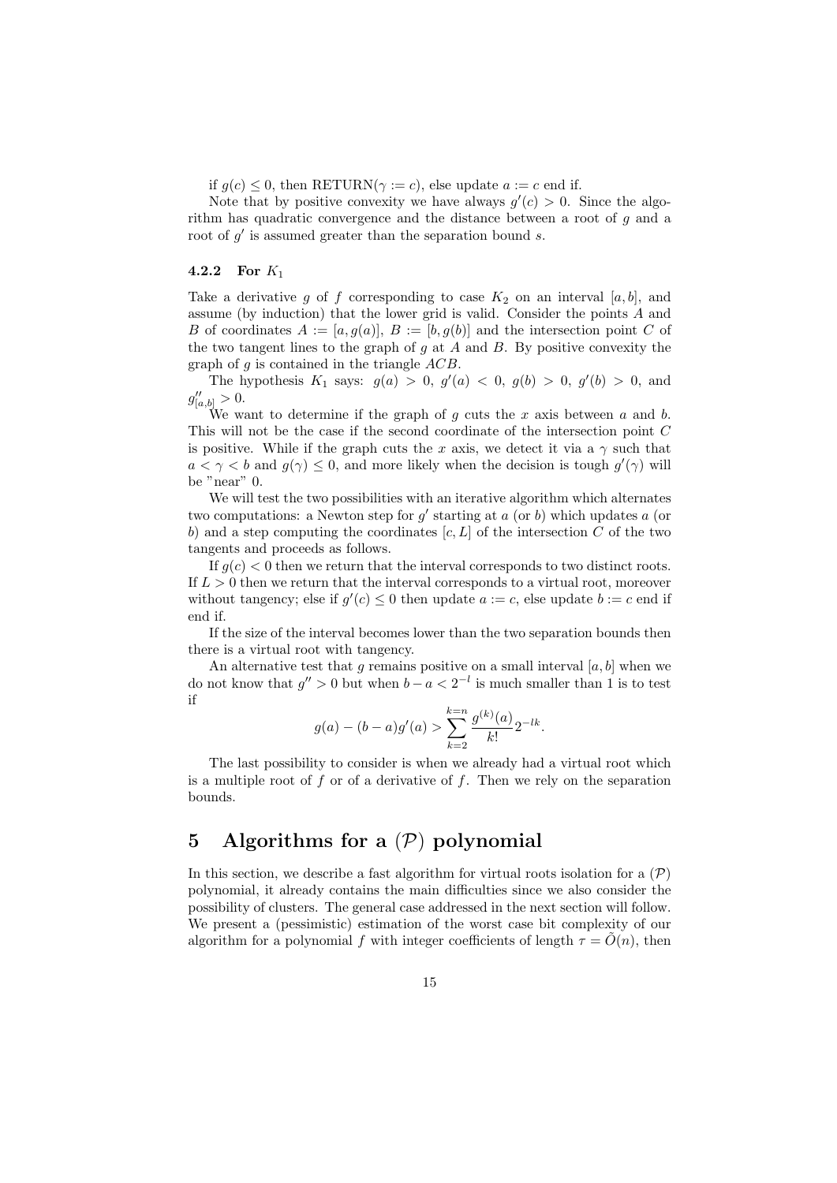if $g(c) \leq 0$, then RETURN($\gamma := c$), else update $a := c$ end if.

Note that by positive convexity we have always $g'(c) > 0$. Since the algorithm has quadratic convergence and the distance between a root of $g$ and a root of $g'$ is assumed greater than the separation bound $s$.

### 4.2.2 For $K_1$

Take a derivative $g$ of $f$ corresponding to case $K_2$ on an interval $[a, b]$, and assume (by induction) that the lower grid is valid. Consider the points $A$ and $B$ of coordinates $A := [a, g(a)]$, $B := [b, g(b)]$ and the intersection point $C$ of the two tangent lines to the graph of $g$ at $A$ and $B$. By positive convexity the graph of $g$ is contained in the triangle $ACB$.

The hypothesis $K_1$ says: $g(a) > 0$, $g'(a) < 0$, $g(b) > 0$, $g'(b) > 0$, and $g''_{[a,b]} > 0$.

We want to determine if the graph of $g$ cuts the $x$ axis between $a$ and $b$. This will not be the case if the second coordinate of the intersection point $C$ is positive. While if the graph cuts the $x$ axis, we detect it via a $\gamma$ such that $a < \gamma < b$ and $g(\gamma) \leq 0$, and more likely when the decision is tough $g'(\gamma)$ will be "near" 0.

We will test the two possibilities with an iterative algorithm which alternates two computations: a Newton step for $g'$ starting at $a$ (or $b$) which updates $a$ (or $b$) and a step computing the coordinates $[c, L]$ of the intersection $C$ of the two tangents and proceeds as follows.

If $g(c) < 0$ then we return that the interval corresponds to two distinct roots. If $L > 0$ then we return that the interval corresponds to a virtual root, moreover without tangency; else if $g'(c) \leq 0$ then update $a := c$, else update $b := c$ end if end if.

If the size of the interval becomes lower than the two separation bounds then there is a virtual root with tangency.

An alternative test that $g$ remains positive on a small interval $[a, b]$ when we do not know that $g'' > 0$ but when $b - a < 2^{-l}$ is much smaller than 1 is to test if

$$g(a) - (b - a)g'(a) > \sum_{k=2}^{k=n} \frac{g^{(k)}(a)}{k!} 2^{-lk}.$$

The last possibility to consider is when we already had a virtual root which is a multiple root of $f$ or of a derivative of $f$. Then we rely on the separation bounds.

# 5 Algorithms for a $(\mathcal{P})$ polynomial

In this section, we describe a fast algorithm for virtual roots isolation for a $(\mathcal{P})$ polynomial, it already contains the main difficulties since we also consider the possibility of clusters. The general case addressed in the next section will follow. We present a (pessimistic) estimation of the worst case bit complexity of our algorithm for a polynomial $f$ with integer coefficients of length $\tau = \tilde{O}(n)$, then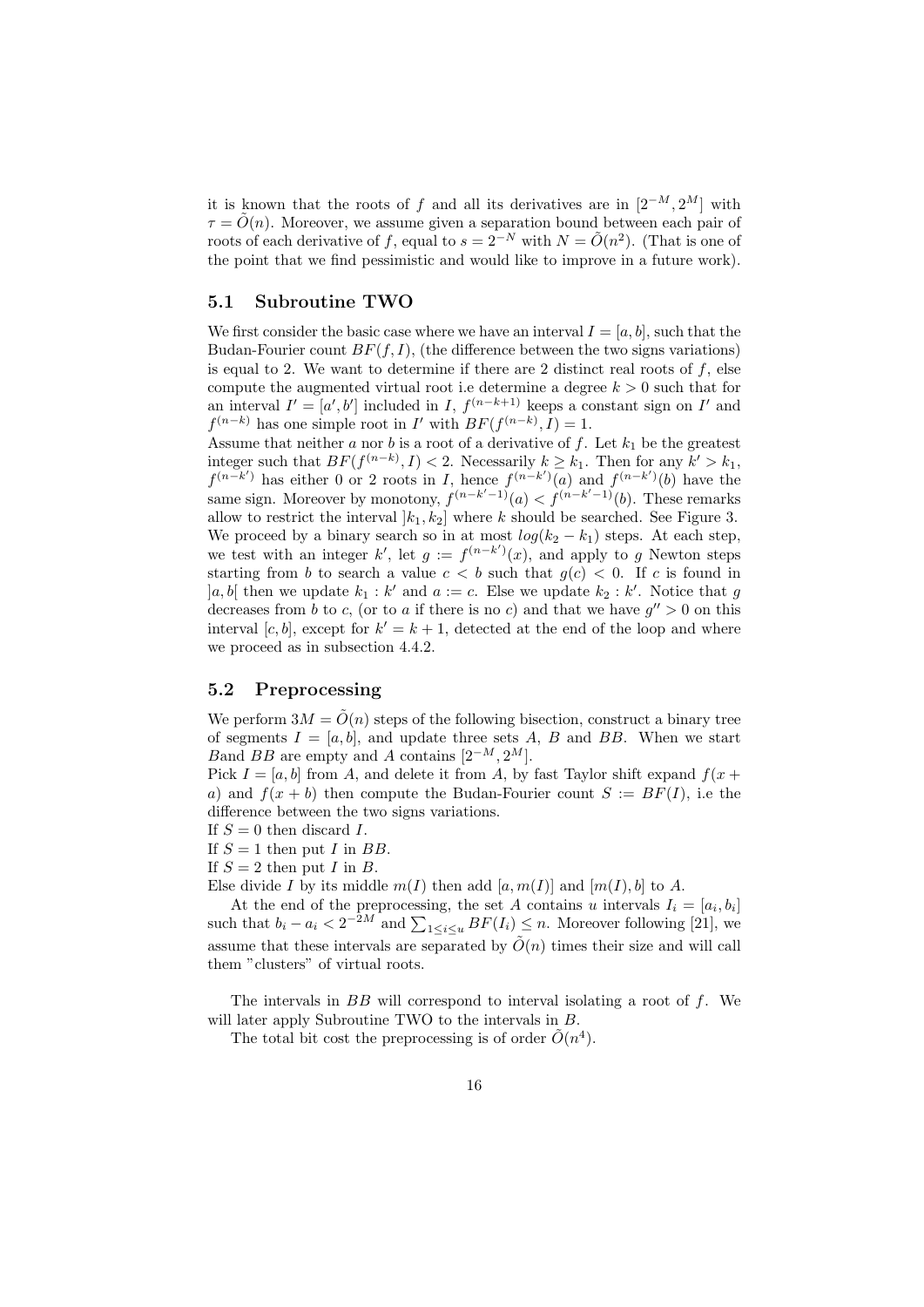it is known that the roots of $f$ and all its derivatives are in $[2^{-M}, 2^{M}]$ with $\tau = \tilde{O}(n)$. Moreover, we assume given a separation bound between each pair of roots of each derivative of $f$, equal to $s = 2^{-N}$ with $N = \tilde{O}(n^2)$. (That is one of the point that we find pessimistic and would like to improve in a future work).

## 5.1 Subroutine TWO

We first consider the basic case where we have an interval $I = [a, b]$, such that the Budan-Fourier count $BF(f, I)$, (the difference between the two signs variations) is equal to 2. We want to determine if there are 2 distinct real roots of $f$, else compute the augmented virtual root i.e determine a degree $k > 0$ such that for an interval $I' = [a', b']$ included in $I$, $f^{(n-k+1)}$ keeps a constant sign on $I'$ and $f^{(n-k)}$ has one simple root in $I'$ with $BF(f^{(n-k)}, I) = 1$.

Assume that neither $a$ nor $b$ is a root of a derivative of $f$. Let $k_1$ be the greatest integer such that $BF(f^{(n-k)}, I) < 2$. Necessarily $k \geq k_1$. Then for any $k' > k_1$, $f^{(n-k')}$ has either 0 or 2 roots in $I$, hence $f^{(n-k')}(a)$ and $f^{(n-k')}(b)$ have the same sign. Moreover by monotony, $f^{(n-k'-1)}(a) < f^{(n-k'-1)}(b)$. These remarks allow to restrict the interval $]k_1, k_2]$ where $k$ should be searched. See Figure 3. We proceed by a binary search so in at most $log(k_2 - k_1)$ steps. At each step, we test with an integer $k'$, let $g := f^{(n-k')}(x)$, and apply to $g$ Newton steps starting from $b$ to search a value $c < b$ such that $g(c) < 0$. If $c$ is found in $]a, b[$ then we update $k_1 : k'$ and $a := c$. Else we update $k_2 : k'$. Notice that $g$ decreases from $b$ to $c$, (or to $a$ if there is no $c$) and that we have $g'' > 0$ on this interval $[c, b]$, except for $k' = k + 1$, detected at the end of the loop and where we proceed as in subsection 4.4.2.

## 5.2 Preprocessing

We perform $3M = \tilde{O}(n)$ steps of the following bisection, construct a binary tree of segments $I = [a, b]$, and update three sets $A$, $B$ and $BB$. When we start $B$and $BB$ are empty and $A$ contains $[2^{-M}, 2^{M}]$.

Pick $I = [a, b]$ from $A$, and delete it from $A$, by fast Taylor shift expand $f(x + a)$ and $f(x + b)$ then compute the Budan-Fourier count $S := BF(I)$, i.e the difference between the two signs variations.

If $S = 0$ then discard $I$.

If $S = 1$ then put $I$ in $BB$.

If $S = 2$ then put $I$ in $B$.

Else divide $I$ by its middle $m(I)$ then add $[a, m(I)]$ and $[m(I), b]$ to $A$.

At the end of the preprocessing, the set $A$ contains $u$ intervals $I_i = [a_i, b_i]$ such that $b_i - a_i < 2^{-2M}$ and $\sum_{1 \leq i \leq u} BF(I_i) \leq n$. Moreover following [21], we assume that these intervals are separated by $\tilde{O}(n)$ times their size and will call them "clusters" of virtual roots.

The intervals in $BB$ will correspond to interval isolating a root of $f$. We will later apply Subroutine TWO to the intervals in $B$.

The total bit cost the preprocessing is of order $\tilde{O}(n^4)$.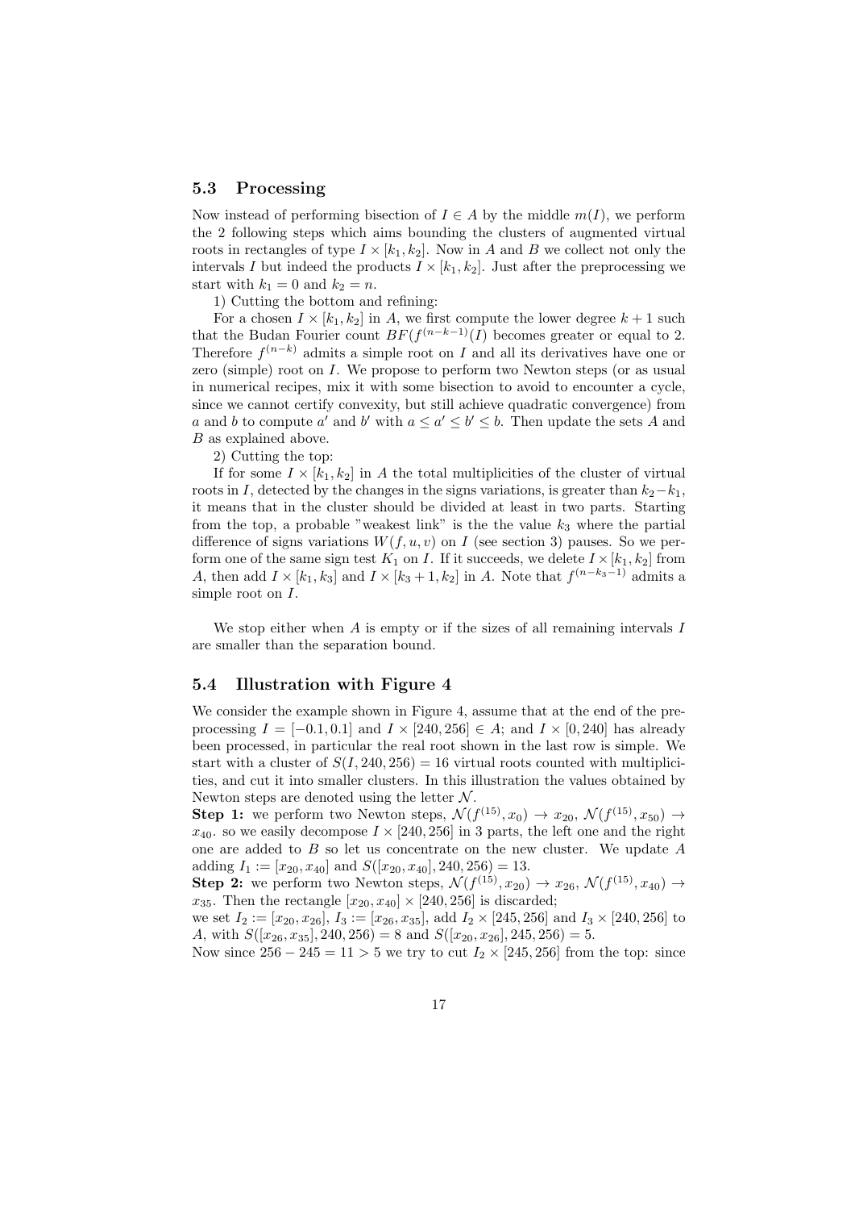### 5.3 Processing

Now instead of performing bisection of $I \in A$ by the middle $m(I)$, we perform the 2 following steps which aims bounding the clusters of augmented virtual roots in rectangles of type $I \times [k_1, k_2]$. Now in $A$ and $B$ we collect not only the intervals $I$ but indeed the products $I \times [k_1, k_2]$. Just after the preprocessing we start with $k_1 = 0$ and $k_2 = n$.

1) Cutting the bottom and refining:

For a chosen $I \times [k_1, k_2]$ in $A$, we first compute the lower degree $k+1$ such that the Budan Fourier count $BF(f^{(n-k-1)}(I)$ becomes greater or equal to 2. Therefore $f^{(n-k)}$ admits a simple root on $I$ and all its derivatives have one or zero (simple) root on $I$. We propose to perform two Newton steps (or as usual in numerical recipes, mix it with some bisection to avoid to encounter a cycle, since we cannot certify convexity, but still achieve quadratic convergence) from $a$ and $b$ to compute $a'$ and $b'$ with $a \leq a' \leq b' \leq b$. Then update the sets $A$ and $B$ as explained above.

2) Cutting the top:

If for some $I \times [k_1, k_2]$ in $A$ the total multiplicities of the cluster of virtual roots in $I$, detected by the changes in the signs variations, is greater than $k_2 - k_1$, it means that in the cluster should be divided at least in two parts. Starting from the top, a probable "weakest link" is the value $k_3$ where the partial difference of signs variations $W(f, u, v)$ on $I$ (see section 3) pauses. So we perform one of the same sign test $K_1$ on $I$. If it succeeds, we delete $I \times [k_1, k_2]$ from $A$, then add $I \times [k_1, k_3]$ and $I \times [k_3 + 1, k_2]$ in $A$. Note that $f^{(n-k_3-1)}$ admits a simple root on $I$.

We stop either when $A$ is empty or if the sizes of all remaining intervals $I$ are smaller than the separation bound.

### 5.4 Illustration with Figure 4

We consider the example shown in Figure 4, assume that at the end of the preprocessing $I = [-0.1, 0.1]$ and $I \times [240, 256] \in A$; and $I \times [0, 240]$ has already been processed, in particular the real root shown in the last row is simple. We start with a cluster of $S(I, 240, 256) = 16$ virtual roots counted with multiplicities, and cut it into smaller clusters. In this illustration the values obtained by Newton steps are denoted using the letter $\mathcal{N}$.

**Step 1:** we perform two Newton steps, $\mathcal{N}(f^{(15)}, x_0) \to x_{20}$, $\mathcal{N}(f^{(15)}, x_{50}) \to x_{40}$. so we easily decompose $I \times [240, 256]$ in 3 parts, the left one and the right one are added to $B$ so let us concentrate on the new cluster. We update $A$ adding $I_1 := [x_{20}, x_{40}]$ and $S([x_{20}, x_{40}], 240, 256) = 13$.

**Step 2:** we perform two Newton steps, $\mathcal{N}(f^{(15)}, x_{20}) \to x_{26}$, $\mathcal{N}(f^{(15)}, x_{40}) \to x_{35}$. Then the rectangle $[x_{20}, x_{40}] \times [240, 256]$ is discarded;

we set $I_2 := [x_{20}, x_{26}]$, $I_3 := [x_{26}, x_{35}]$, add $I_2 \times [245, 256]$ and $I_3 \times [240, 256]$ to $A$, with $S([x_{26}, x_{35}], 240, 256) = 8$ and $S([x_{20}, x_{26}], 245, 256) = 5$.

Now since $256 - 245 = 11 > 5$ we try to cut $I_2 \times [245, 256]$ from the top: since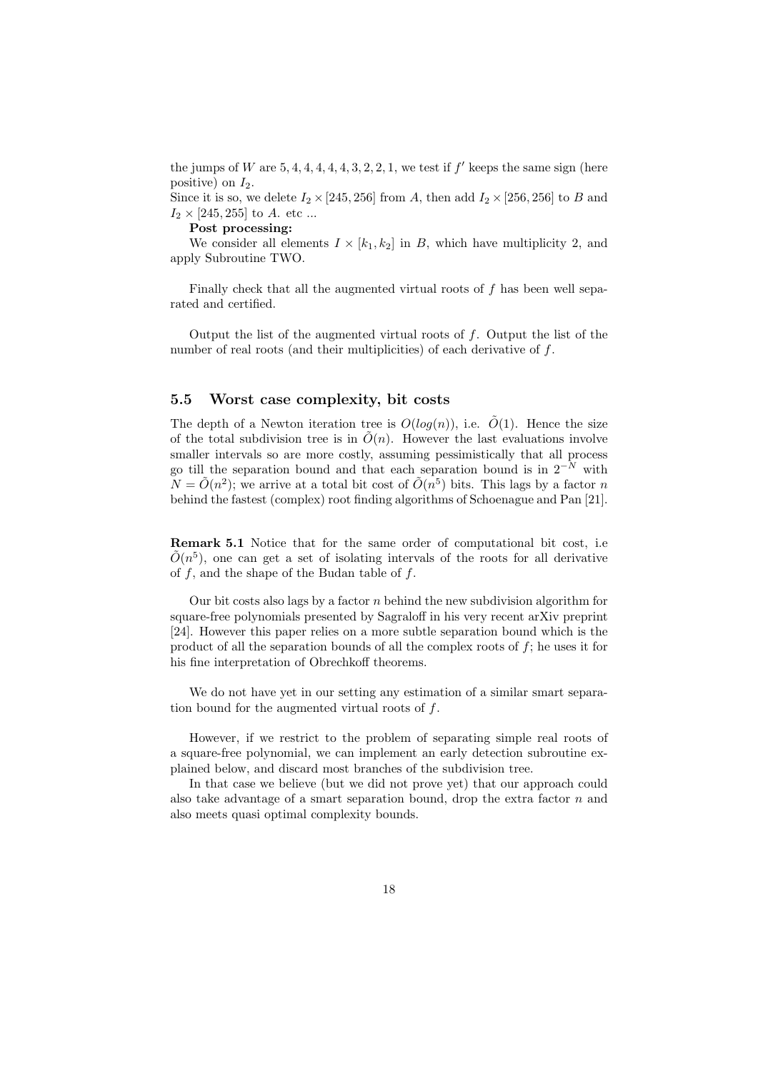the jumps of $W$ are $5, 4, 4, 4, 4, 4, 3, 2, 2, 1$, we test if $f'$ keeps the same sign (here positive) on $I_2$.
Since it is so, we delete $I_2 \times [245, 256]$ from $A$, then add $I_2 \times [256, 256]$ to $B$ and $I_2 \times [245, 255]$ to $A$. etc ...

**Post processing:**

We consider all elements $I \times [k_1, k_2]$ in $B$, which have multiplicity 2, and apply Subroutine TWO.

Finally check that all the augmented virtual roots of $f$ has been well separated and certified.

Output the list of the augmented virtual roots of $f$. Output the list of the number of real roots (and their multiplicities) of each derivative of $f$.

### 5.5 Worst case complexity, bit costs

The depth of a Newton iteration tree is $O(log(n))$, i.e. $\tilde{O}(1)$. Hence the size of the total subdivision tree is in $\tilde{O}(n)$. However the last evaluations involve smaller intervals so are more costly, assuming pessimistically that all process go till the separation bound and that each separation bound is in $2^{-N}$ with $N = \tilde{O}(n^2)$; we arrive at a total bit cost of $\tilde{O}(n^5)$ bits. This lags by a factor $n$ behind the fastest (complex) root finding algorithms of Schoenague and Pan [21].

**Remark 5.1** Notice that for the same order of computational bit cost, i.e $\tilde{O}(n^5)$, one can get a set of isolating intervals of the roots for all derivative of $f$, and the shape of the Budan table of $f$.

Our bit costs also lags by a factor $n$ behind the new subdivision algorithm for square-free polynomials presented by Sagraloff in his very recent arXiv preprint [24]. However this paper relies on a more subtle separation bound which is the product of all the separation bounds of all the complex roots of $f$; he uses it for his fine interpretation of Obrechkoff theorems.

We do not have yet in our setting any estimation of a similar smart separation bound for the augmented virtual roots of $f$.

However, if we restrict to the problem of separating simple real roots of a square-free polynomial, we can implement an early detection subroutine explained below, and discard most branches of the subdivision tree.

In that case we believe (but we did not prove yet) that our approach could also take advantage of a smart separation bound, drop the extra factor $n$ and also meets quasi optimal complexity bounds.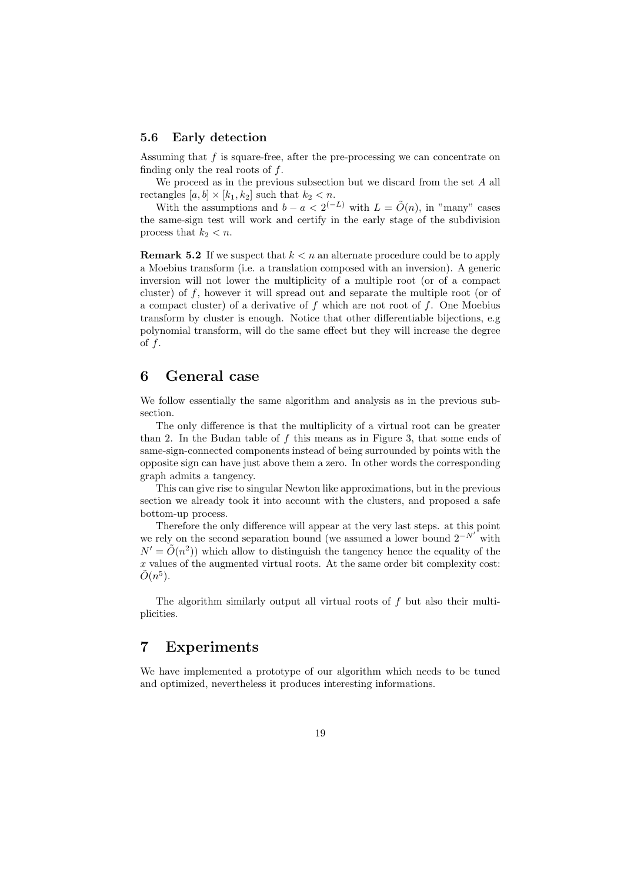### 5.6 Early detection

Assuming that $f$ is square-free, after the pre-processing we can concentrate on finding only the real roots of $f$.

We proceed as in the previous subsection but we discard from the set $A$ all rectangles $[a, b] \times [k_1, k_2]$ such that $k_2 < n$.

With the assumptions and $b - a < 2^{(-L)}$ with $L = \tilde{O}(n)$, in "many" cases the same-sign test will work and certify in the early stage of the subdivision process that $k_2 < n$.

**Remark 5.2** If we suspect that $k < n$ an alternate procedure could be to apply a Moebius transform (i.e. a translation composed with an inversion). A generic inversion will not lower the multiplicity of a multiple root (or of a compact cluster) of $f$, however it will spread out and separate the multiple root (or of a compact cluster) of a derivative of $f$ which are not root of $f$. One Moebius transform by cluster is enough. Notice that other differentiable bijections, e.g polynomial transform, will do the same effect but they will increase the degree of $f$.

## 6 General case

We follow essentially the same algorithm and analysis as in the previous subsection.

The only difference is that the multiplicity of a virtual root can be greater than 2. In the Budan table of $f$ this means as in Figure 3, that some ends of same-sign-connected components instead of being surrounded by points with the opposite sign can have just above them a zero. In other words the corresponding graph admits a tangency.

This can give rise to singular Newton like approximations, but in the previous section we already took it into account with the clusters, and proposed a safe bottom-up process.

Therefore the only difference will appear at the very last steps. at this point we rely on the second separation bound (we assumed a lower bound $2^{-N'}$ with $N' = \tilde{O}(n^2)$) which allow to distinguish the tangency hence the equality of the $x$ values of the augmented virtual roots. At the same order bit complexity cost: $\tilde{O}(n^5)$.

The algorithm similarly output all virtual roots of $f$ but also their multiplicities.

## 7 Experiments

We have implemented a prototype of our algorithm which needs to be tuned and optimized, nevertheless it produces interesting informations.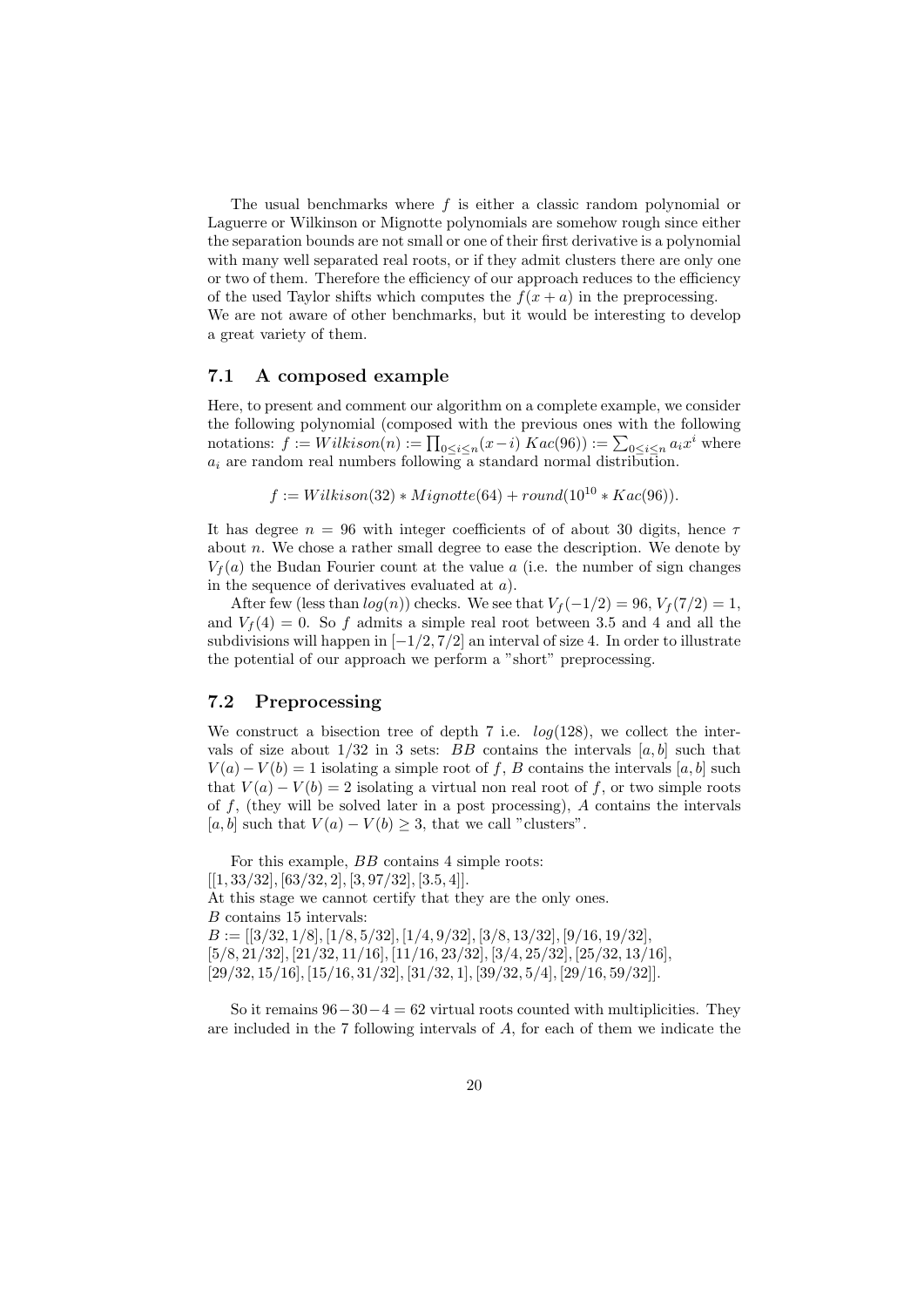The usual benchmarks where $f$ is either a classic random polynomial or Laguerre or Wilkinson or Mignotte polynomials are somehow rough since either the separation bounds are not small or one of their first derivative is a polynomial with many well separated real roots, or if they admit clusters there are only one or two of them. Therefore the efficiency of our approach reduces to the efficiency of the used Taylor shifts which computes the $f(x + a)$ in the preprocessing.
We are not aware of other benchmarks, but it would be interesting to develop a great variety of them.

### 7.1 A composed example

Here, to present and comment our algorithm on a complete example, we consider the following polynomial (composed with the previous ones with the following notations: $f := Wilkison(n) := \prod_{0 \leq i \leq n}(x-i)$ $Kac(96)) := \sum_{0 \leq i \leq n} a_i x^i$ where $a_i$ are random real numbers following a standard normal distribution.

$$f := Wilkison(32) * Mignotte(64) + round(10^{10} * Kac(96)).$$

It has degree $n = 96$ with integer coefficients of of about 30 digits, hence $\tau$ about $n$. We chose a rather small degree to ease the description. We denote by $V_f(a)$ the Budan Fourier count at the value $a$ (i.e. the number of sign changes in the sequence of derivatives evaluated at $a$).

After few (less than $log(n)$) checks. We see that $V_f(-1/2) = 96$, $V_f(7/2) = 1$, and $V_f(4) = 0$. So $f$ admits a simple real root between 3.5 and 4 and all the subdivisions will happen in $[-1/2, 7/2]$ an interval of size 4. In order to illustrate the potential of our approach we perform a "short" preprocessing.

### 7.2 Preprocessing

We construct a bisection tree of depth 7 i.e. $log(128)$, we collect the intervals of size about $1/32$ in 3 sets: $BB$ contains the intervals $[a, b]$ such that $V(a) - V(b) = 1$ isolating a simple root of $f$, $B$ contains the intervals $[a, b]$ such that $V(a) - V(b) = 2$ isolating a virtual non real root of $f$, or two simple roots of $f$, (they will be solved later in a post processing), $A$ contains the intervals $[a, b]$ such that $V(a) - V(b) \geq 3$, that we call "clusters".

For this example, $BB$ contains 4 simple roots:
$[[1, 33/32], [63/32, 2], [3, 97/32], [3.5, 4]]$.
At this stage we cannot certify that they are the only ones.
$B$ contains 15 intervals:
$B := [[3/32, 1/8], [1/8, 5/32], [1/4, 9/32], [3/8, 13/32], [9/16, 19/32], [5/8, 21/32], [21/32, 11/16], [11/16, 23/32], [3/4, 25/32], [25/32, 13/16], [29/32, 15/16], [15/16, 31/32], [31/32, 1], [39/32, 5/4], [29/16, 59/32]]$.

So it remains $96 - 30 - 4 = 62$ virtual roots counted with multiplicities. They are included in the 7 following intervals of $A$, for each of them we indicate the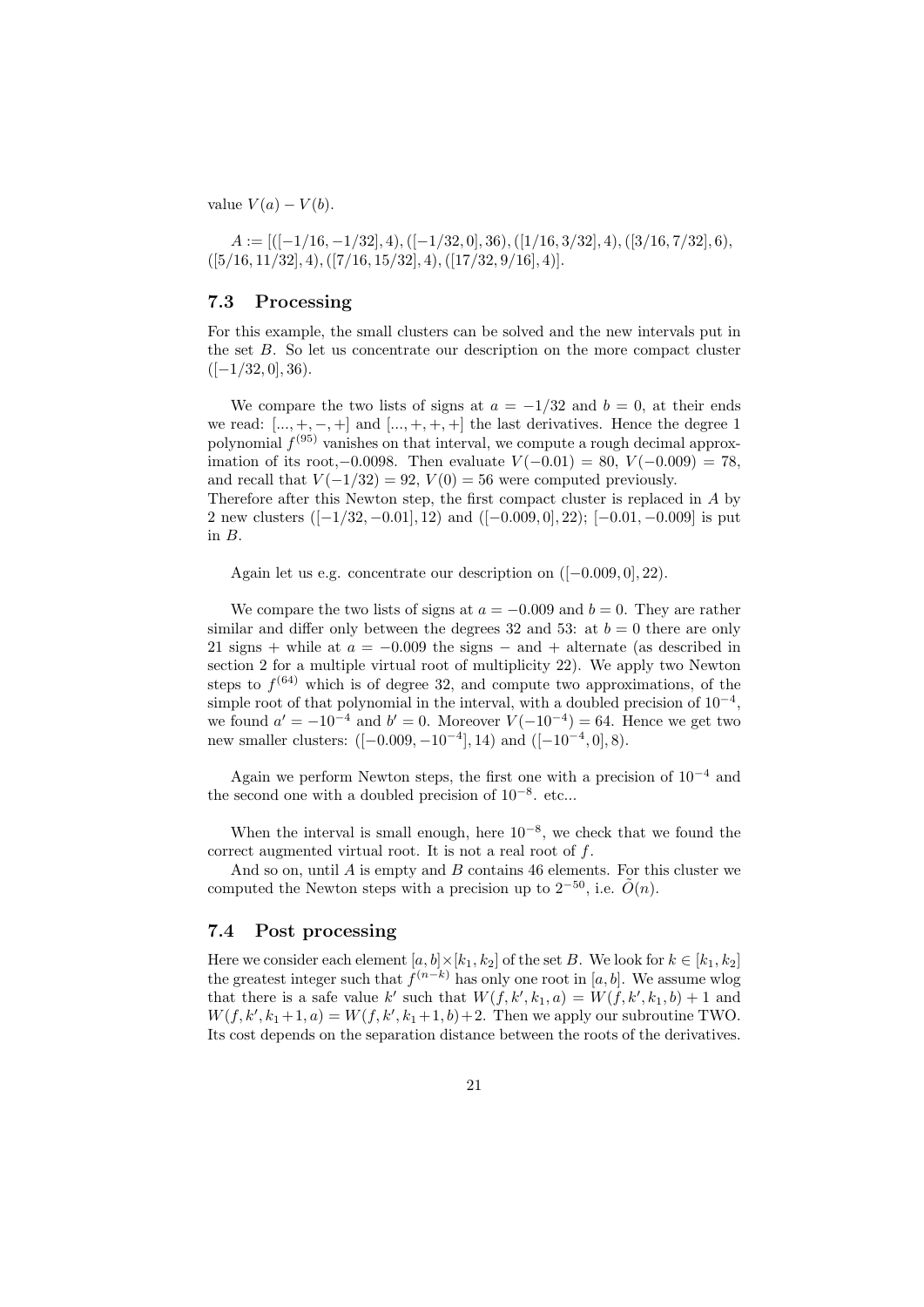value $V(a) - V(b)$.

$A := [([-1/16, -1/32], 4), ([-1/32, 0], 36), ([1/16, 3/32], 4), ([3/16, 7/32], 6),$ $([5/16, 11/32], 4), ([7/16, 15/32], 4), ([17/32, 9/16], 4)]$.

### 7.3 Processing

For this example, the small clusters can be solved and the new intervals put in the set $B$. So let us concentrate our description on the more compact cluster $([-1/32, 0], 36)$.

We compare the two lists of signs at $a = -1/32$ and $b = 0$, at their ends we read: $[..., +, -, +]$ and $[..., +, +, +]$ the last derivatives. Hence the degree 1 polynomial $f^{(95)}$ vanishes on that interval, we compute a rough decimal approximation of its root, $-0.0098$. Then evaluate $V(-0.01) = 80$, $V(-0.009) = 78$, and recall that $V(-1/32) = 92$, $V(0) = 56$ were computed previously.
Therefore after this Newton step, the first compact cluster is replaced in $A$ by 2 new clusters $([-1/32, -0.01], 12)$ and $([-0.009, 0], 22)$; $[-0.01, -0.009]$ is put in $B$.

Again let us e.g. concentrate our description on $([-0.009, 0], 22)$.

We compare the two lists of signs at $a = -0.009$ and $b = 0$. They are rather similar and differ only between the degrees 32 and 53: at $b = 0$ there are only 21 signs + while at $a = -0.009$ the signs − and + alternate (as described in section 2 for a multiple virtual root of multiplicity 22). We apply two Newton steps to $f^{(64)}$ which is of degree 32, and compute two approximations, of the simple root of that polynomial in the interval, with a doubled precision of $10^{-4}$, we found $a' = -10^{-4}$ and $b' = 0$. Moreover $V(-10^{-4}) = 64$. Hence we get two new smaller clusters: $([-0.009, -10^{-4}], 14)$ and $([-10^{-4}, 0], 8)$.

Again we perform Newton steps, the first one with a precision of $10^{-4}$ and the second one with a doubled precision of $10^{-8}$. etc...

When the interval is small enough, here $10^{-8}$, we check that we found the correct augmented virtual root. It is not a real root of $f$.

And so on, until $A$ is empty and $B$ contains 46 elements. For this cluster we computed the Newton steps with a precision up to $2^{-50}$, i.e. $\widetilde{O}(n)$.

### 7.4 Post processing

Here we consider each element $[a, b] \times [k_1, k_2]$ of the set $B$. We look for $k \in [k_1, k_2]$ the greatest integer such that $f^{(n-k)}$ has only one root in $[a, b]$. We assume wlog that there is a safe value $k'$ such that $W(f, k', k_1, a) = W(f, k', k_1, b) + 1$ and $W(f, k', k_1 + 1, a) = W(f, k', k_1 + 1, b) + 2$. Then we apply our subroutine TWO. Its cost depends on the separation distance between the roots of the derivatives.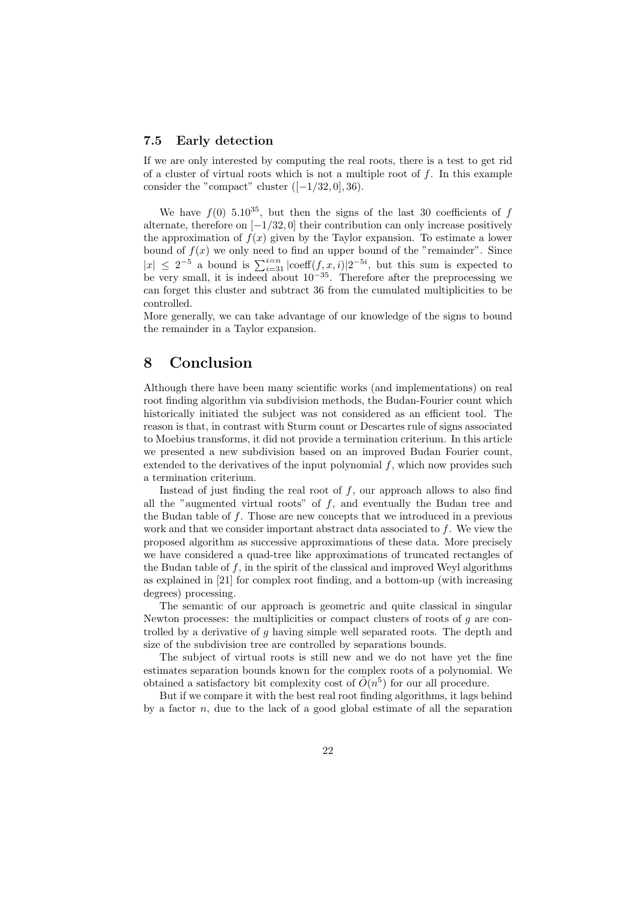### 7.5 Early detection

If we are only interested by computing the real roots, there is a test to get rid of a cluster of virtual roots which is not a multiple root of $f$. In this example consider the "compact" cluster $([-1/32, 0], 36)$.

We have $f(0)$ $5.10^{35}$, but then the signs of the last 30 coefficients of $f$ alternate, therefore on $[-1/32, 0]$ their contribution can only increase positively the approximation of $f(x)$ given by the Taylor expansion. To estimate a lower bound of $f(x)$ we only need to find an upper bound of the "remainder". Since $|x| \leq 2^{-5}$ a bound is $\sum_{i=31}^{i=n} |\text{coeff}(f, x, i)| 2^{-5i}$, but this sum is expected to be very small, it is indeed about $10^{-35}$. Therefore after the preprocessing we can forget this cluster and subtract 36 from the cumulated multiplicities to be controlled.
More generally, we can take advantage of our knowledge of the signs to bound the remainder in a Taylor expansion.

# 8 Conclusion

Although there have been many scientific works (and implementations) on real root finding algorithm via subdivision methods, the Budan-Fourier count which historically initiated the subject was not considered as an efficient tool. The reason is that, in contrast with Sturm count or Descartes rule of signs associated to Moebius transforms, it did not provide a termination criterium. In this article we presented a new subdivision based on an improved Budan Fourier count, extended to the derivatives of the input polynomial $f$, which now provides such a termination criterium.

Instead of just finding the real root of $f$, our approach allows to also find all the "augmented virtual roots" of $f$, and eventually the Budan tree and the Budan table of $f$. Those are new concepts that we introduced in a previous work and that we consider important abstract data associated to $f$. We view the proposed algorithm as successive approximations of these data. More precisely we have considered a quad-tree like approximations of truncated rectangles of the Budan table of $f$, in the spirit of the classical and improved Weyl algorithms as explained in [21] for complex root finding, and a bottom-up (with increasing degrees) processing.

The semantic of our approach is geometric and quite classical in singular Newton processes: the multiplicities or compact clusters of roots of $g$ are controlled by a derivative of $g$ having simple well separated roots. The depth and size of the subdivision tree are controlled by separations bounds.

The subject of virtual roots is still new and we do not have yet the fine estimates separation bounds known for the complex roots of a polynomial. We obtained a satisfactory bit complexity cost of $\tilde{O}(n^5)$ for our all procedure.

But if we compare it with the best real root finding algorithms, it lags behind by a factor $n$, due to the lack of a good global estimate of all the separation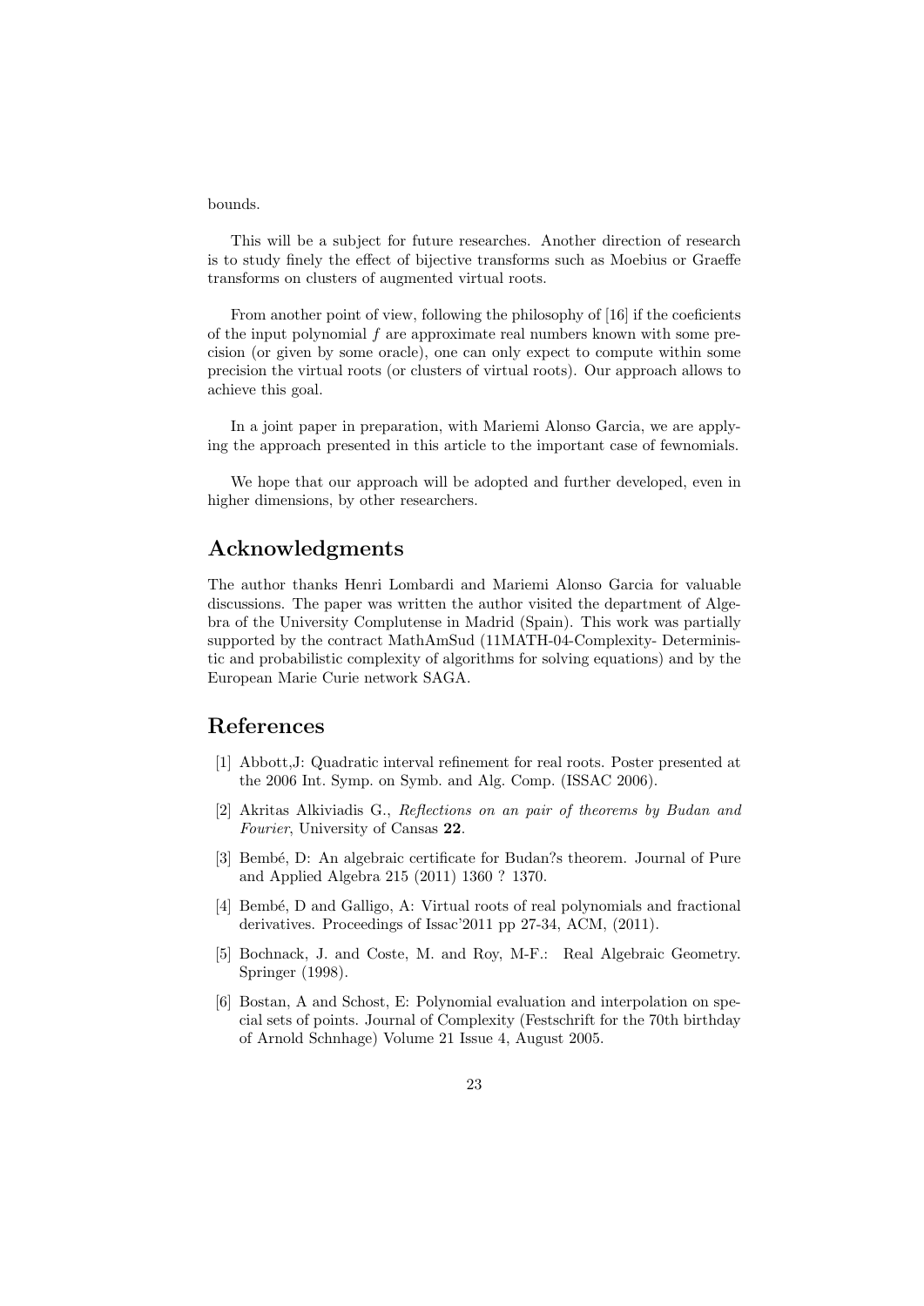bounds.

This will be a subject for future researches. Another direction of research is to study finely the effect of bijective transforms such as Moebius or Graeffe transforms on clusters of augmented virtual roots.

From another point of view, following the philosophy of [16] if the coeficients of the input polynomial $f$ are approximate real numbers known with some precision (or given by some oracle), one can only expect to compute within some precision the virtual roots (or clusters of virtual roots). Our approach allows to achieve this goal.

In a joint paper in preparation, with Mariemi Alonso Garcia, we are applying the approach presented in this article to the important case of fewnomials.

We hope that our approach will be adopted and further developed, even in higher dimensions, by other researchers.

# Acknowledgments

The author thanks Henri Lombardi and Mariemi Alonso Garcia for valuable discussions. The paper was written the author visited the department of Algebra of the University Complutense in Madrid (Spain). This work was partially supported by the contract MathAmSud (11MATH-04-Complexity- Deterministic and probabilistic complexity of algorithms for solving equations) and by the European Marie Curie network SAGA.

# References

[1] Abbott,J: Quadratic interval refinement for real roots. Poster presented at the 2006 Int. Symp. on Symb. and Alg. Comp. (ISSAC 2006).

[2] Akritas Alkiviadis G., *Reflections on an pair of theorems by Budan and Fourier*, University of Cansas **22**.

[3] Bembé, D: An algebraic certificate for Budan?s theorem. Journal of Pure and Applied Algebra 215 (2011) 1360 ? 1370.

[4] Bembé, D and Galligo, A: Virtual roots of real polynomials and fractional derivatives. Proceedings of Issac'2011 pp 27-34, ACM, (2011).

[5] Bochnack, J. and Coste, M. and Roy, M-F.: Real Algebraic Geometry. Springer (1998).

[6] Bostan, A and Schost, E: Polynomial evaluation and interpolation on special sets of points. Journal of Complexity (Festschrift for the 70th birthday of Arnold Schnhage) Volume 21 Issue 4, August 2005.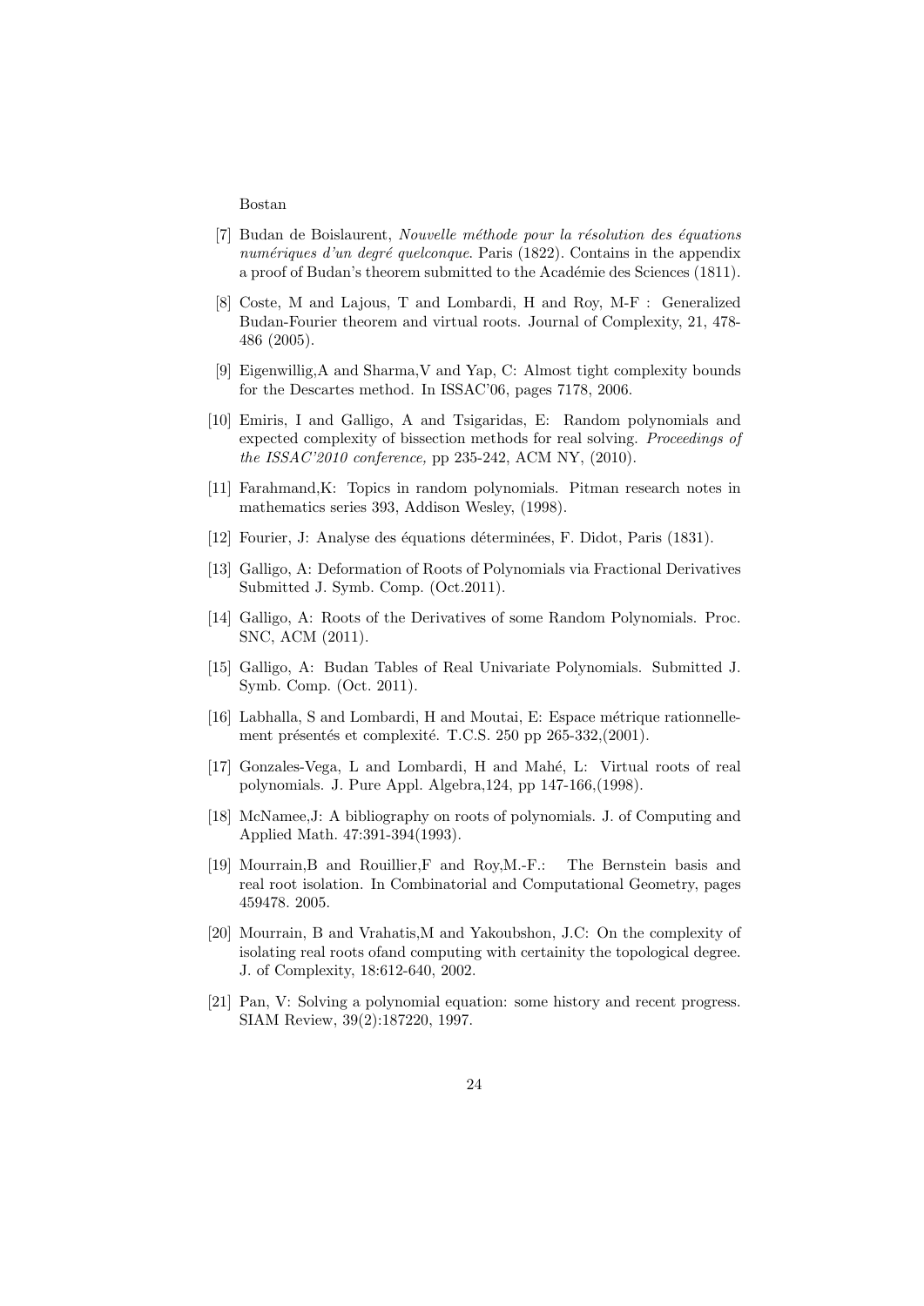Bostan

[7] Budan de Boislaurent, *Nouvelle méthode pour la résolution des équations numériques d'un degré quelconque*. Paris (1822). Contains in the appendix a proof of Budan's theorem submitted to the Académie des Sciences (1811).

[8] Coste, M and Lajous, T and Lombardi, H and Roy, M-F : Generalized Budan-Fourier theorem and virtual roots. Journal of Complexity, 21, 478-486 (2005).

[9] Eigenwillig,A and Sharma,V and Yap, C: Almost tight complexity bounds for the Descartes method. In ISSAC'06, pages 7178, 2006.

[10] Emiris, I and Galligo, A and Tsigaridas, E: Random polynomials and expected complexity of bissection methods for real solving. *Proceedings of the ISSAC'2010 conference,* pp 235-242, ACM NY, (2010).

[11] Farahmand,K: Topics in random polynomials. Pitman research notes in mathematics series 393, Addison Wesley, (1998).

[12] Fourier, J: Analyse des équations déterminées, F. Didot, Paris (1831).

[13] Galligo, A: Deformation of Roots of Polynomials via Fractional Derivatives Submitted J. Symb. Comp. (Oct.2011).

[14] Galligo, A: Roots of the Derivatives of some Random Polynomials. Proc. SNC, ACM (2011).

[15] Galligo, A: Budan Tables of Real Univariate Polynomials. Submitted J. Symb. Comp. (Oct. 2011).

[16] Labhalla, S and Lombardi, H and Moutai, E: Espace métrique rationnellement présentés et complexité. T.C.S. 250 pp 265-332,(2001).

[17] Gonzales-Vega, L and Lombardi, H and Mahé, L: Virtual roots of real polynomials. J. Pure Appl. Algebra,124, pp 147-166,(1998).

[18] McNamee,J: A bibliography on roots of polynomials. J. of Computing and Applied Math. 47:391-394(1993).

[19] Mourrain,B and Rouillier,F and Roy,M.-F.: The Bernstein basis and real root isolation. In Combinatorial and Computational Geometry, pages 459478. 2005.

[20] Mourrain, B and Vrahatis,M and Yakoubshon, J.C: On the complexity of isolating real roots ofand computing with certainity the topological degree. J. of Complexity, 18:612-640, 2002.

[21] Pan, V: Solving a polynomial equation: some history and recent progress. SIAM Review, 39(2):187220, 1997.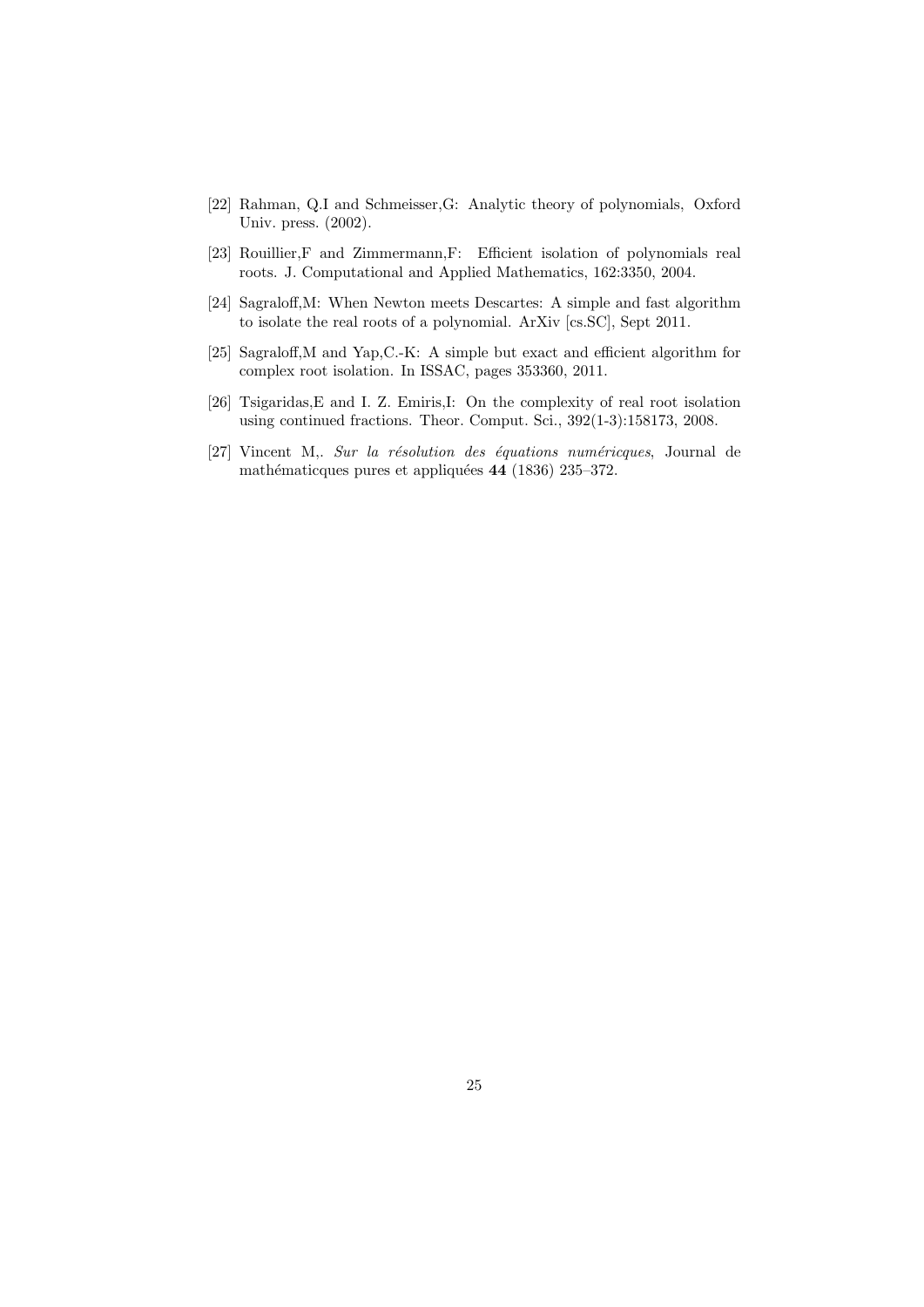[22] Rahman, Q.I and Schmeisser,G: Analytic theory of polynomials, Oxford Univ. press. (2002).

[23] Rouillier,F and Zimmermann,F: Efficient isolation of polynomials real roots. J. Computational and Applied Mathematics, 162:3350, 2004.

[24] Sagraloff,M: When Newton meets Descartes: A simple and fast algorithm to isolate the real roots of a polynomial. ArXiv [cs.SC], Sept 2011.

[25] Sagraloff,M and Yap,C.-K: A simple but exact and efficient algorithm for complex root isolation. In ISSAC, pages 353360, 2011.

[26] Tsigaridas,E and I. Z. Emiris,I: On the complexity of real root isolation using continued fractions. Theor. Comput. Sci., 392(1-3):158173, 2008.

[27] Vincent M,. *Sur la résolution des équations numéricques*, Journal de mathématicques pures et appliquées **44** (1836) 235–372.